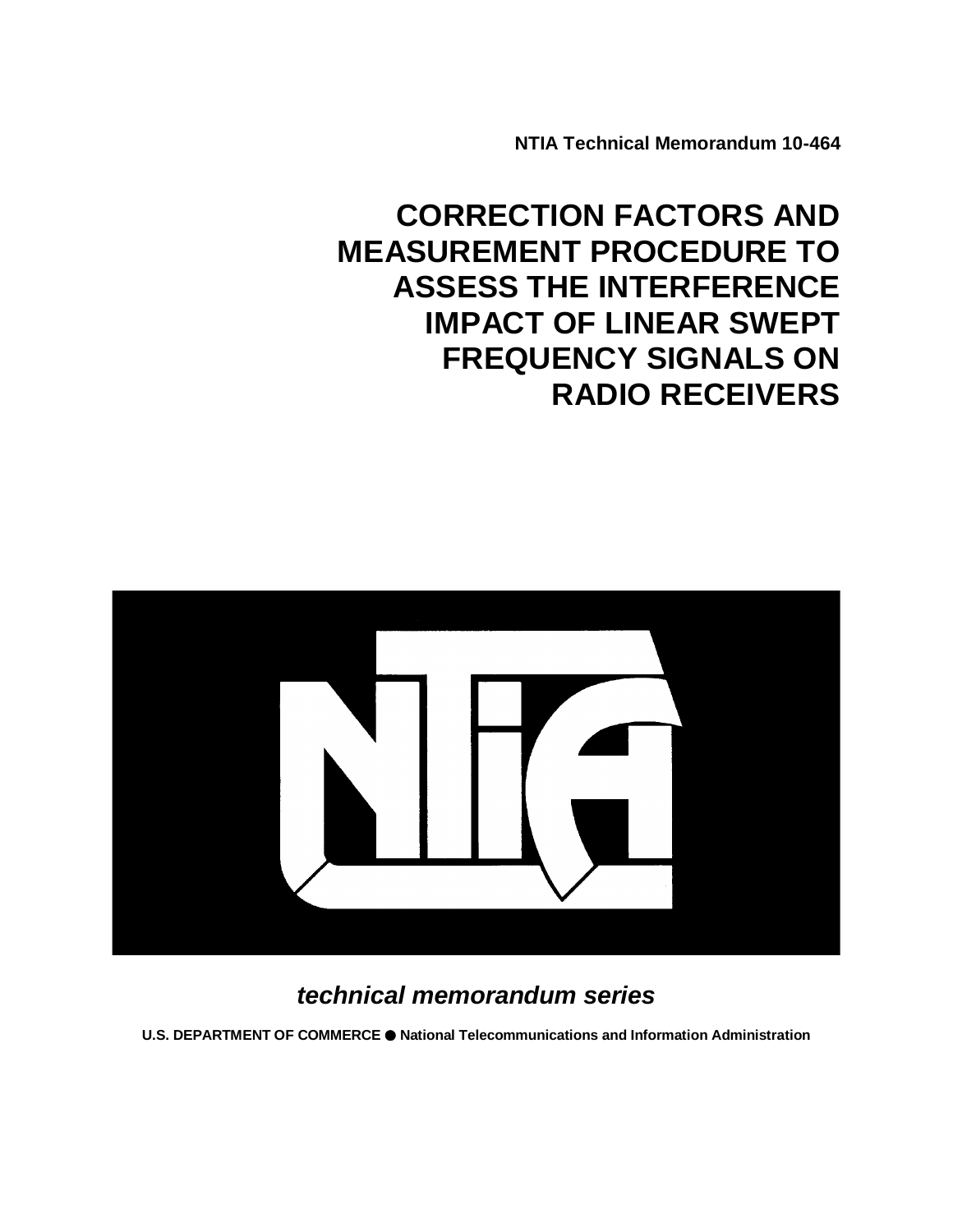NTIA Technical Memorandum 10-464

# CORRECTION FACTORS AND MEASUREMENT PROCEDURE TO ASSESS THE INTERFERENCE IMPACT OF LINEAR SWEPT FREQUENCY SIGNALS ON RADIO RECEIVERS

***technical memorandum series***

**U.S. DEPARTMENT OF COMMERCE ● National Telecommunications and Information Administration**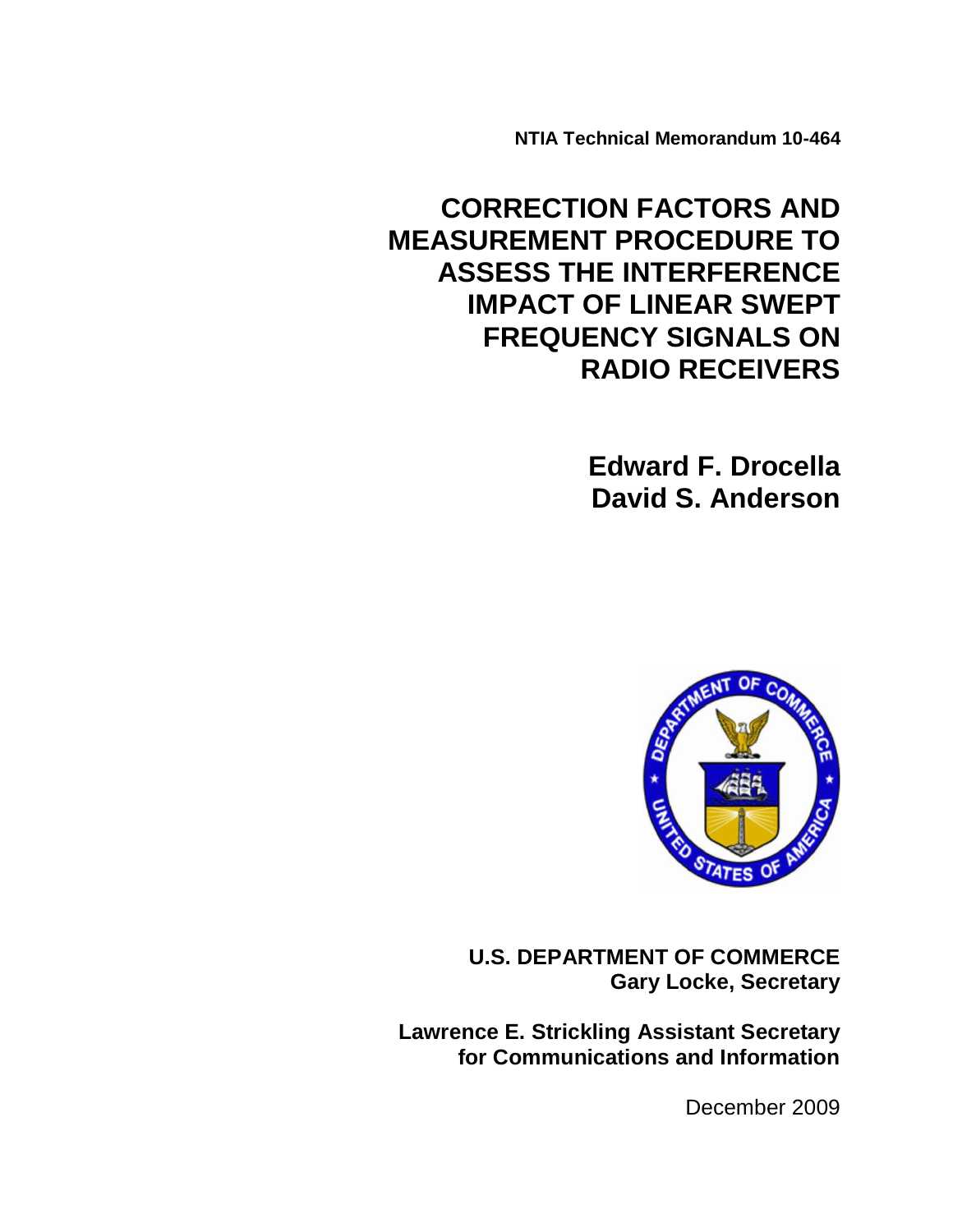NTIA Technical Memorandum 10-464

# CORRECTION FACTORS AND MEASUREMENT PROCEDURE TO ASSESS THE INTERFERENCE IMPACT OF LINEAR SWEPT FREQUENCY SIGNALS ON RADIO RECEIVERS

**Edward F. Drocella**
**David S. Anderson**

**U.S. DEPARTMENT OF COMMERCE**
**Gary Locke, Secretary**

**Lawrence E. Strickling Assistant Secretary for Communications and Information**

December 2009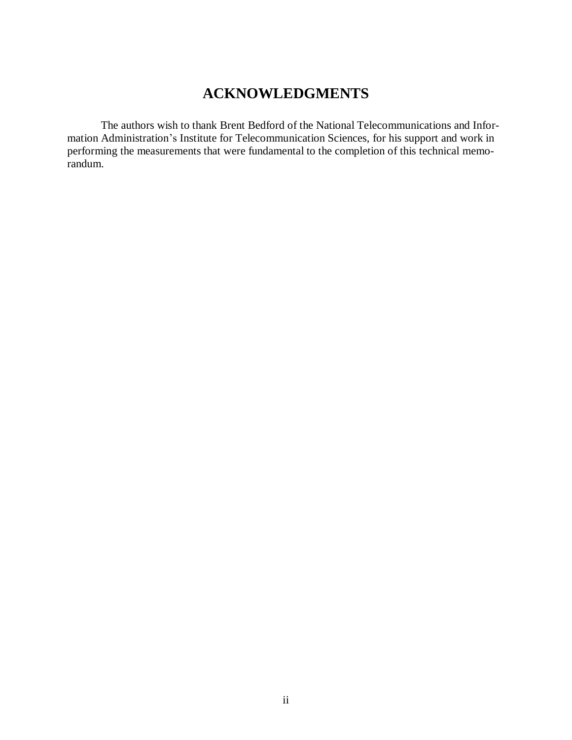# ACKNOWLEDGMENTS

The authors wish to thank Brent Bedford of the National Telecommunications and Information Administration's Institute for Telecommunication Sciences, for his support and work in performing the measurements that were fundamental to the completion of this technical memorandum.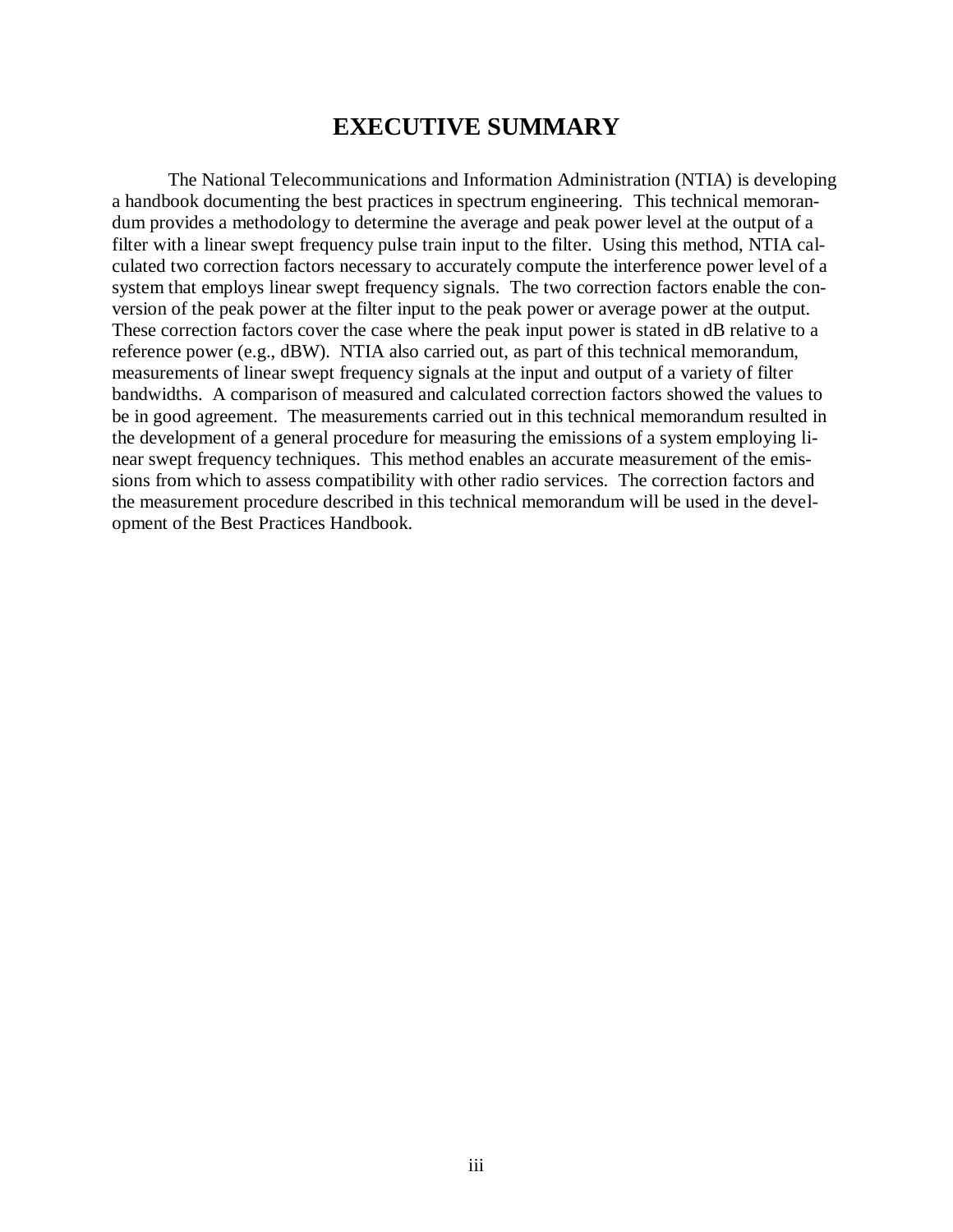# EXECUTIVE SUMMARY

The National Telecommunications and Information Administration (NTIA) is developing a handbook documenting the best practices in spectrum engineering. This technical memorandum provides a methodology to determine the average and peak power level at the output of a filter with a linear swept frequency pulse train input to the filter. Using this method, NTIA calculated two correction factors necessary to accurately compute the interference power level of a system that employs linear swept frequency signals. The two correction factors enable the conversion of the peak power at the filter input to the peak power or average power at the output. These correction factors cover the case where the peak input power is stated in dB relative to a reference power (e.g., dBW). NTIA also carried out, as part of this technical memorandum, measurements of linear swept frequency signals at the input and output of a variety of filter bandwidths. A comparison of measured and calculated correction factors showed the values to be in good agreement. The measurements carried out in this technical memorandum resulted in the development of a general procedure for measuring the emissions of a system employing linear swept frequency techniques. This method enables an accurate measurement of the emissions from which to assess compatibility with other radio services. The correction factors and the measurement procedure described in this technical memorandum will be used in the development of the Best Practices Handbook.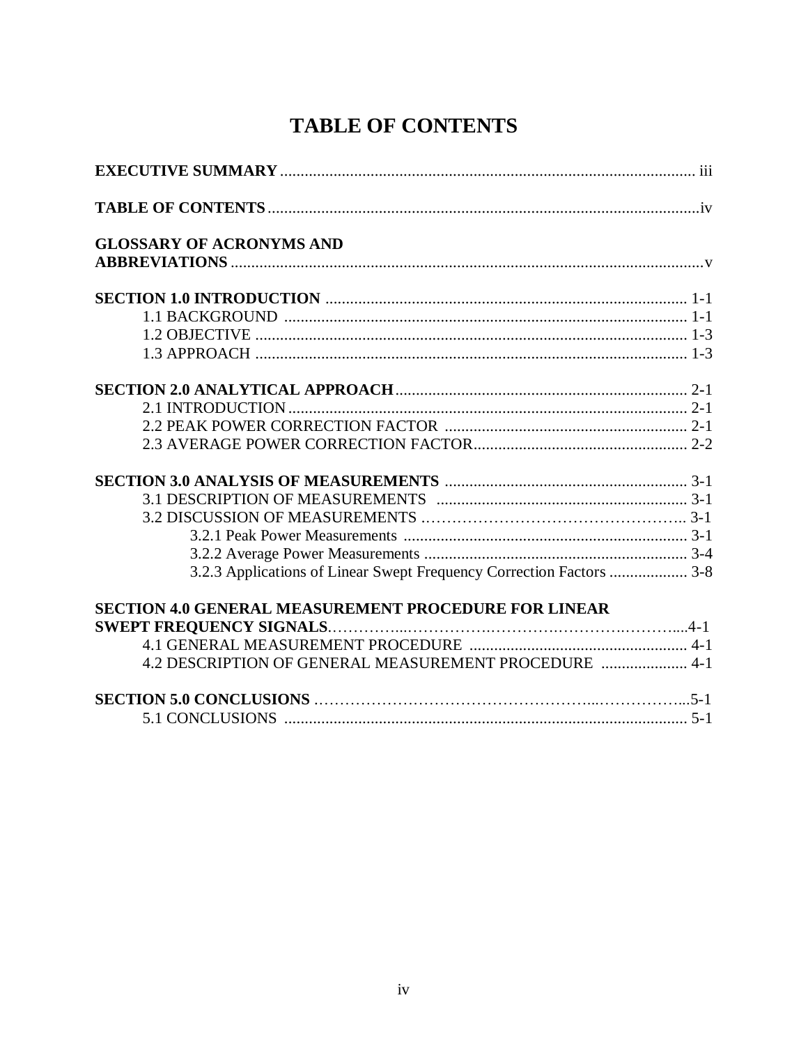# TABLE OF CONTENTS

**EXECUTIVE SUMMARY** ..................................................................................................... iii

**TABLE OF CONTENTS** .........................................................................................................iv

**GLOSSARY OF ACRONYMS AND ABBREVIATIONS** ...................................................................................................................v

**SECTION 1.0 INTRODUCTION** ........................................................................................ 1-1
- 1.1 BACKGROUND .................................................................................................. 1-1
- 1.2 OBJECTIVE ......................................................................................................... 1-3
- 1.3 APPROACH ......................................................................................................... 1-3

**SECTION 2.0 ANALYTICAL APPROACH** ....................................................................... 2-1
- 2.1 INTRODUCTION ................................................................................................. 2-1
- 2.2 PEAK POWER CORRECTION FACTOR ........................................................... 2-1
- 2.3 AVERAGE POWER CORRECTION FACTOR..................................................... 2-2

**SECTION 3.0 ANALYSIS OF MEASUREMENTS** ........................................................... 3-1
- 3.1 DESCRIPTION OF MEASUREMENTS ............................................................. 3-1
- 3.2 DISCUSSION OF MEASUREMENTS ………………………………………….. 3-1
  - 3.2.1 Peak Power Measurements ..................................................................... 3-1
  - 3.2.2 Average Power Measurements ................................................................ 3-4
  - 3.2.3 Applications of Linear Swept Frequency Correction Factors ................... 3-8

**SECTION 4.0 GENERAL MEASUREMENT PROCEDURE FOR LINEAR SWEPT FREQUENCY SIGNALS**……………...……………..………..……….……....4-1
- 4.1 GENERAL MEASUREMENT PROCEDURE ..................................................... 4-1
- 4.2 DESCRIPTION OF GENERAL MEASUREMENT PROCEDURE ..................... 4-1

**SECTION 5.0 CONCLUSIONS** ……………………………………………...…………...5-1
- 5.1 CONCLUSIONS .................................................................................................. 5-1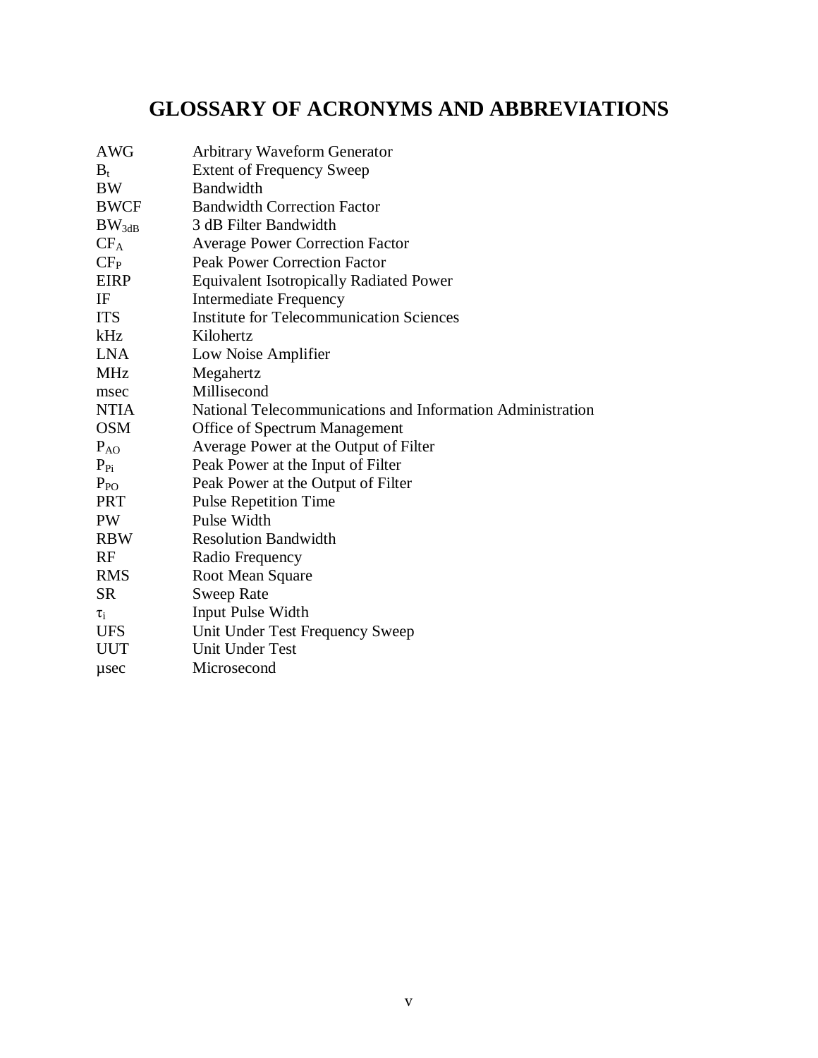# GLOSSARY OF ACRONYMS AND ABBREVIATIONS

| | |
|---|---|
| AWG | Arbitrary Waveform Generator |
| $B_t$ | Extent of Frequency Sweep |
| BW | Bandwidth |
| BWCF | Bandwidth Correction Factor |
| $BW_{3dB}$ | 3 dB Filter Bandwidth |
| $CF_A$ | Average Power Correction Factor |
| $CF_P$ | Peak Power Correction Factor |
| EIRP | Equivalent Isotropically Radiated Power |
| IF | Intermediate Frequency |
| ITS | Institute for Telecommunication Sciences |
| kHz | Kilohertz |
| LNA | Low Noise Amplifier |
| MHz | Megahertz |
| msec | Millisecond |
| NTIA | National Telecommunications and Information Administration |
| OSM | Office of Spectrum Management |
| $P_{AO}$ | Average Power at the Output of Filter |
| $P_{Pi}$ | Peak Power at the Input of Filter |
| $P_{PO}$ | Peak Power at the Output of Filter |
| PRT | Pulse Repetition Time |
| PW | Pulse Width |
| RBW | Resolution Bandwidth |
| RF | Radio Frequency |
| RMS | Root Mean Square |
| SR | Sweep Rate |
| $\tau_i$ | Input Pulse Width |
| UFS | Unit Under Test Frequency Sweep |
| UUT | Unit Under Test |
| µsec | Microsecond |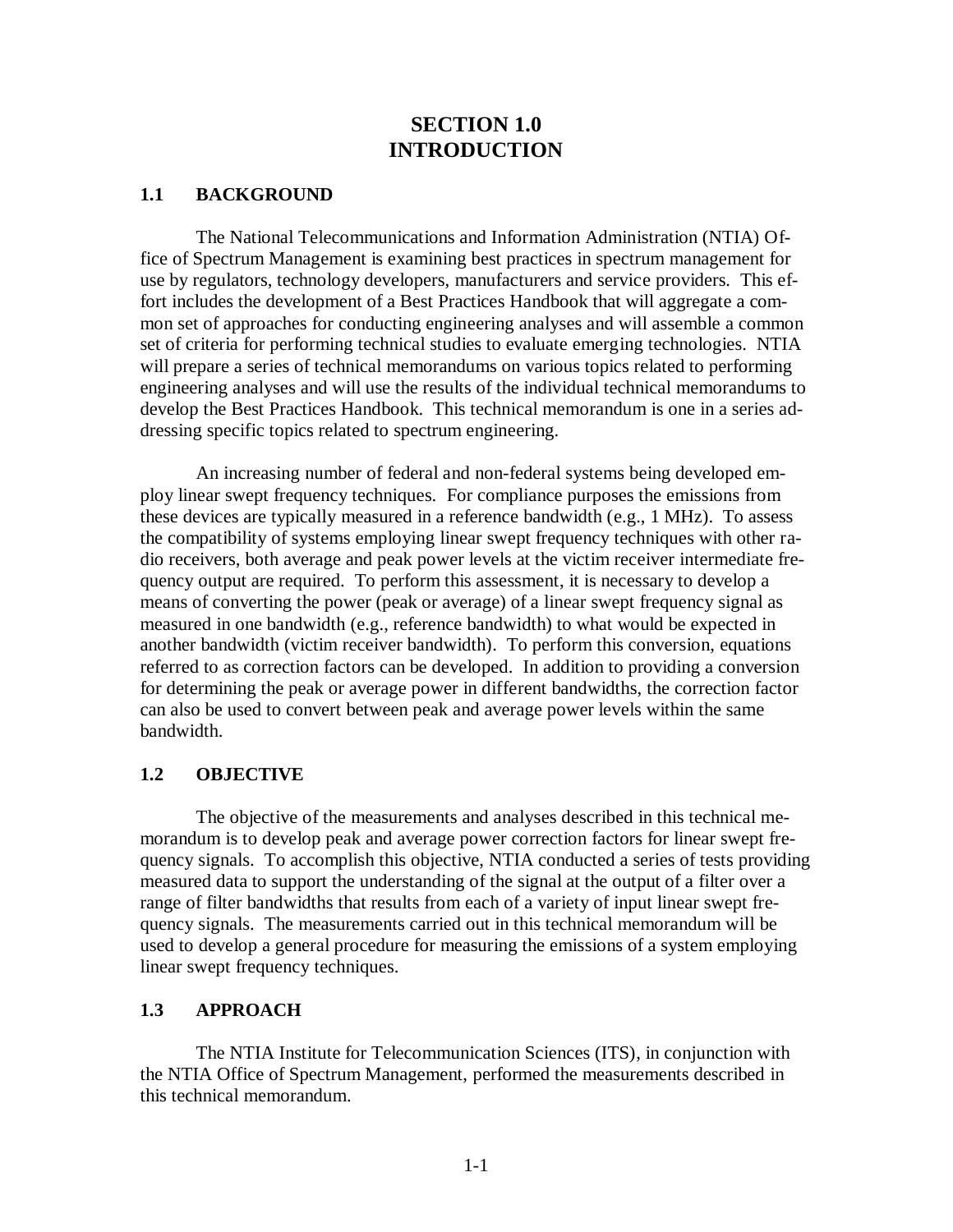# SECTION 1.0
# INTRODUCTION

## 1.1 BACKGROUND

The National Telecommunications and Information Administration (NTIA) Office of Spectrum Management is examining best practices in spectrum management for use by regulators, technology developers, manufacturers and service providers. This effort includes the development of a Best Practices Handbook that will aggregate a common set of approaches for conducting engineering analyses and will assemble a common set of criteria for performing technical studies to evaluate emerging technologies. NTIA will prepare a series of technical memorandums on various topics related to performing engineering analyses and will use the results of the individual technical memorandums to develop the Best Practices Handbook. This technical memorandum is one in a series addressing specific topics related to spectrum engineering.

An increasing number of federal and non-federal systems being developed employ linear swept frequency techniques. For compliance purposes the emissions from these devices are typically measured in a reference bandwidth (e.g., 1 MHz). To assess the compatibility of systems employing linear swept frequency techniques with other radio receivers, both average and peak power levels at the victim receiver intermediate frequency output are required. To perform this assessment, it is necessary to develop a means of converting the power (peak or average) of a linear swept frequency signal as measured in one bandwidth (e.g., reference bandwidth) to what would be expected in another bandwidth (victim receiver bandwidth). To perform this conversion, equations referred to as correction factors can be developed. In addition to providing a conversion for determining the peak or average power in different bandwidths, the correction factor can also be used to convert between peak and average power levels within the same bandwidth.

## 1.2 OBJECTIVE

The objective of the measurements and analyses described in this technical memorandum is to develop peak and average power correction factors for linear swept frequency signals. To accomplish this objective, NTIA conducted a series of tests providing measured data to support the understanding of the signal at the output of a filter over a range of filter bandwidths that results from each of a variety of input linear swept frequency signals. The measurements carried out in this technical memorandum will be used to develop a general procedure for measuring the emissions of a system employing linear swept frequency techniques.

## 1.3 APPROACH

The NTIA Institute for Telecommunication Sciences (ITS), in conjunction with the NTIA Office of Spectrum Management, performed the measurements described in this technical memorandum.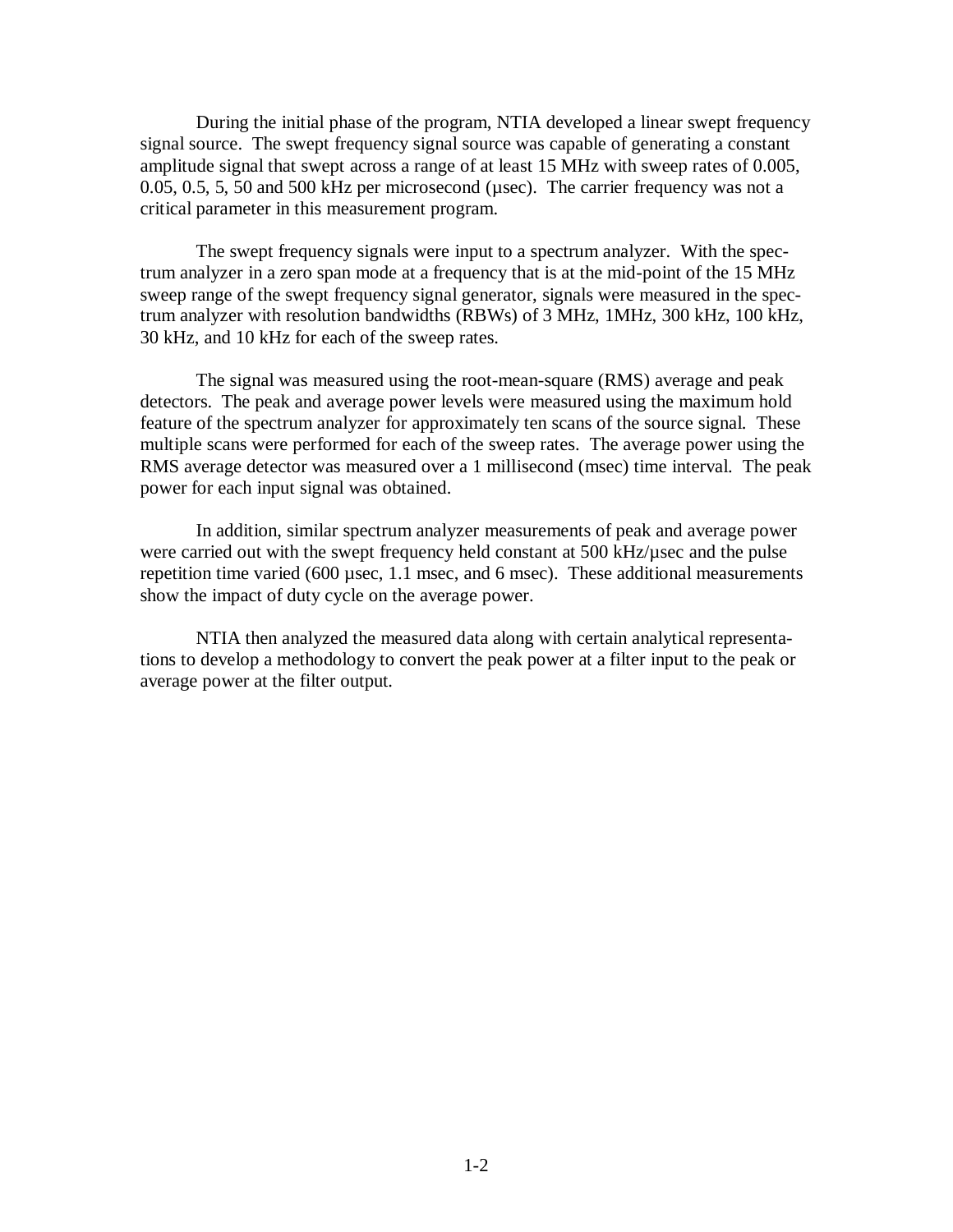During the initial phase of the program, NTIA developed a linear swept frequency signal source. The swept frequency signal source was capable of generating a constant amplitude signal that swept across a range of at least 15 MHz with sweep rates of 0.005, 0.05, 0.5, 5, 50 and 500 kHz per microsecond (µsec). The carrier frequency was not a critical parameter in this measurement program.

The swept frequency signals were input to a spectrum analyzer. With the spectrum analyzer in a zero span mode at a frequency that is at the mid-point of the 15 MHz sweep range of the swept frequency signal generator, signals were measured in the spectrum analyzer with resolution bandwidths (RBWs) of 3 MHz, 1MHz, 300 kHz, 100 kHz, 30 kHz, and 10 kHz for each of the sweep rates.

The signal was measured using the root-mean-square (RMS) average and peak detectors. The peak and average power levels were measured using the maximum hold feature of the spectrum analyzer for approximately ten scans of the source signal. These multiple scans were performed for each of the sweep rates. The average power using the RMS average detector was measured over a 1 millisecond (msec) time interval. The peak power for each input signal was obtained.

In addition, similar spectrum analyzer measurements of peak and average power were carried out with the swept frequency held constant at 500 kHz/µsec and the pulse repetition time varied (600 µsec, 1.1 msec, and 6 msec). These additional measurements show the impact of duty cycle on the average power.

NTIA then analyzed the measured data along with certain analytical representations to develop a methodology to convert the peak power at a filter input to the peak or average power at the filter output.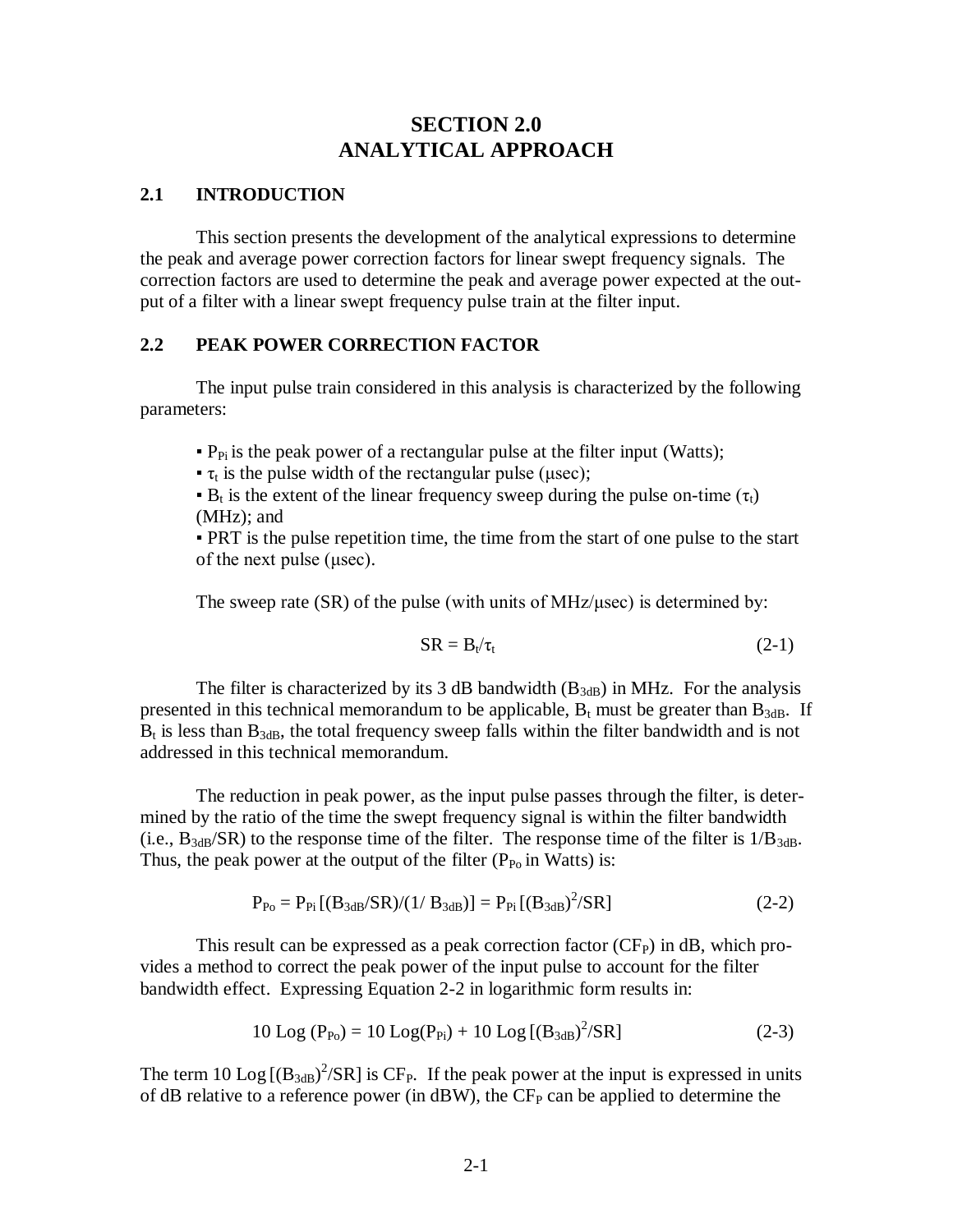# SECTION 2.0
# ANALYTICAL APPROACH

## 2.1 INTRODUCTION

This section presents the development of the analytical expressions to determine the peak and average power correction factors for linear swept frequency signals. The correction factors are used to determine the peak and average power expected at the output of a filter with a linear swept frequency pulse train at the filter input.

## 2.2 PEAK POWER CORRECTION FACTOR

The input pulse train considered in this analysis is characterized by the following parameters:

- $P_{Pi}$ is the peak power of a rectangular pulse at the filter input (Watts);
- $\tau_t$ is the pulse width of the rectangular pulse (μsec);
- $B_t$ is the extent of the linear frequency sweep during the pulse on-time ($\tau_t$) (MHz); and
- PRT is the pulse repetition time, the time from the start of one pulse to the start of the next pulse (μsec).

The sweep rate (SR) of the pulse (with units of MHz/μsec) is determined by:

$$SR = B_t/\tau_t \tag{2-1}$$

The filter is characterized by its 3 dB bandwidth ($B_{3dB}$) in MHz. For the analysis presented in this technical memorandum to be applicable, $B_t$ must be greater than $B_{3dB}$. If $B_t$ is less than $B_{3dB}$, the total frequency sweep falls within the filter bandwidth and is not addressed in this technical memorandum.

The reduction in peak power, as the input pulse passes through the filter, is determined by the ratio of the time the swept frequency signal is within the filter bandwidth (i.e., $B_{3dB}/SR$) to the response time of the filter. The response time of the filter is $1/B_{3dB}$. Thus, the peak power at the output of the filter ($P_{Po}$ in Watts) is:

$$P_{Po} = P_{Pi}\,[(B_{3dB}/SR)/(1/\,B_{3dB})] = P_{Pi}\,[(B_{3dB})^2/SR] \tag{2-2}$$

This result can be expressed as a peak correction factor ($CF_P$) in dB, which provides a method to correct the peak power of the input pulse to account for the filter bandwidth effect. Expressing Equation 2-2 in logarithmic form results in:

$$10\ \text{Log}\,(P_{Po}) = 10\ \text{Log}(P_{Pi}) + 10\ \text{Log}\,[(B_{3dB})^2/SR] \tag{2-3}$$

The term $10\ \text{Log}\,[(B_{3dB})^2/SR]$ is $CF_P$. If the peak power at the input is expressed in units of dB relative to a reference power (in dBW), the $CF_P$ can be applied to determine the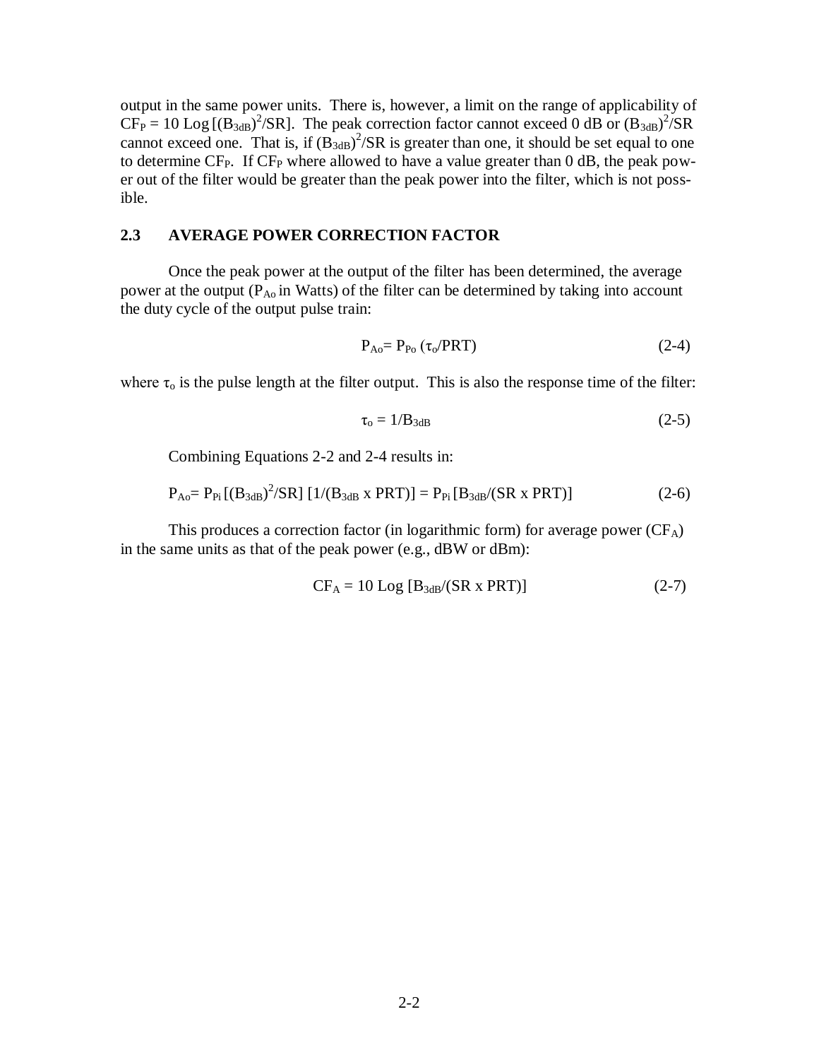output in the same power units. There is, however, a limit on the range of applicability of $CF_P = 10 \text{ Log} [(B_{3dB})^2/SR]$. The peak correction factor cannot exceed 0 dB or $(B_{3dB})^2/SR$ cannot exceed one. That is, if $(B_{3dB})^2/SR$ is greater than one, it should be set equal to one to determine $CF_P$. If $CF_P$ where allowed to have a value greater than 0 dB, the peak power out of the filter would be greater than the peak power into the filter, which is not possible.

## 2.3 AVERAGE POWER CORRECTION FACTOR

Once the peak power at the output of the filter has been determined, the average power at the output ($P_{Ao}$ in Watts) of the filter can be determined by taking into account the duty cycle of the output pulse train:

$$P_{Ao} = P_{Po} \, (\tau_o/PRT) \qquad (2\text{-}4)$$

where $\tau_o$ is the pulse length at the filter output. This is also the response time of the filter:

$$\tau_o = 1/B_{3dB} \qquad (2\text{-}5)$$

Combining Equations 2-2 and 2-4 results in:

$$P_{Ao} = P_{Pi} \, [(B_{3dB})^2/SR] \, [1/(B_{3dB} \text{ x } PRT)] = P_{Pi} \, [B_{3dB}/(SR \text{ x } PRT)] \qquad (2\text{-}6)$$

This produces a correction factor (in logarithmic form) for average power ($CF_A$) in the same units as that of the peak power (e.g., dBW or dBm):

$$CF_A = 10 \text{ Log } [B_{3dB}/(SR \text{ x } PRT)] \qquad (2\text{-}7)$$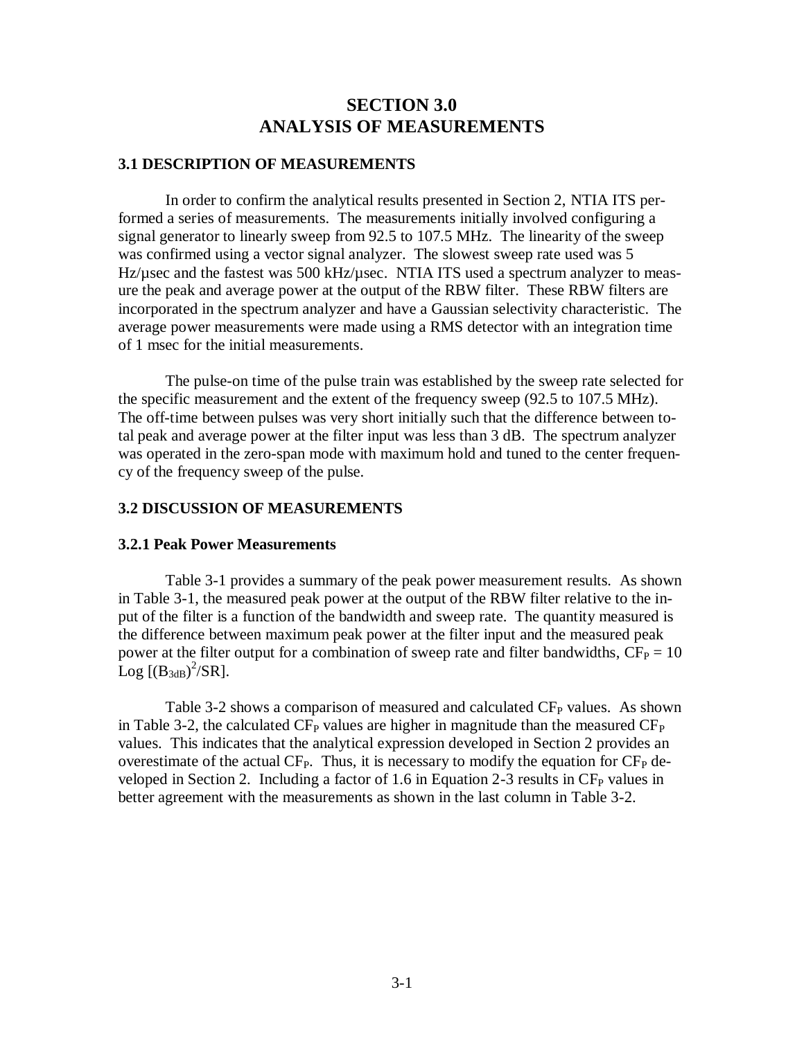# SECTION 3.0
# ANALYSIS OF MEASUREMENTS

## 3.1 DESCRIPTION OF MEASUREMENTS

In order to confirm the analytical results presented in Section 2, NTIA ITS performed a series of measurements. The measurements initially involved configuring a signal generator to linearly sweep from 92.5 to 107.5 MHz. The linearity of the sweep was confirmed using a vector signal analyzer. The slowest sweep rate used was 5 Hz/µsec and the fastest was 500 kHz/µsec. NTIA ITS used a spectrum analyzer to measure the peak and average power at the output of the RBW filter. These RBW filters are incorporated in the spectrum analyzer and have a Gaussian selectivity characteristic. The average power measurements were made using a RMS detector with an integration time of 1 msec for the initial measurements.

The pulse-on time of the pulse train was established by the sweep rate selected for the specific measurement and the extent of the frequency sweep (92.5 to 107.5 MHz). The off-time between pulses was very short initially such that the difference between total peak and average power at the filter input was less than 3 dB. The spectrum analyzer was operated in the zero-span mode with maximum hold and tuned to the center frequency of the frequency sweep of the pulse.

## 3.2 DISCUSSION OF MEASUREMENTS

### 3.2.1 Peak Power Measurements

Table 3-1 provides a summary of the peak power measurement results. As shown in Table 3-1, the measured peak power at the output of the RBW filter relative to the input of the filter is a function of the bandwidth and sweep rate. The quantity measured is the difference between maximum peak power at the filter input and the measured peak power at the filter output for a combination of sweep rate and filter bandwidths, $CF_P = 10 \text{ Log } [(B_{3dB})^2/SR]$.

Table 3-2 shows a comparison of measured and calculated $CF_P$ values. As shown in Table 3-2, the calculated $CF_P$ values are higher in magnitude than the measured $CF_P$ values. This indicates that the analytical expression developed in Section 2 provides an overestimate of the actual $CF_P$. Thus, it is necessary to modify the equation for $CF_P$ developed in Section 2. Including a factor of 1.6 in Equation 2-3 results in $CF_P$ values in better agreement with the measurements as shown in the last column in Table 3-2.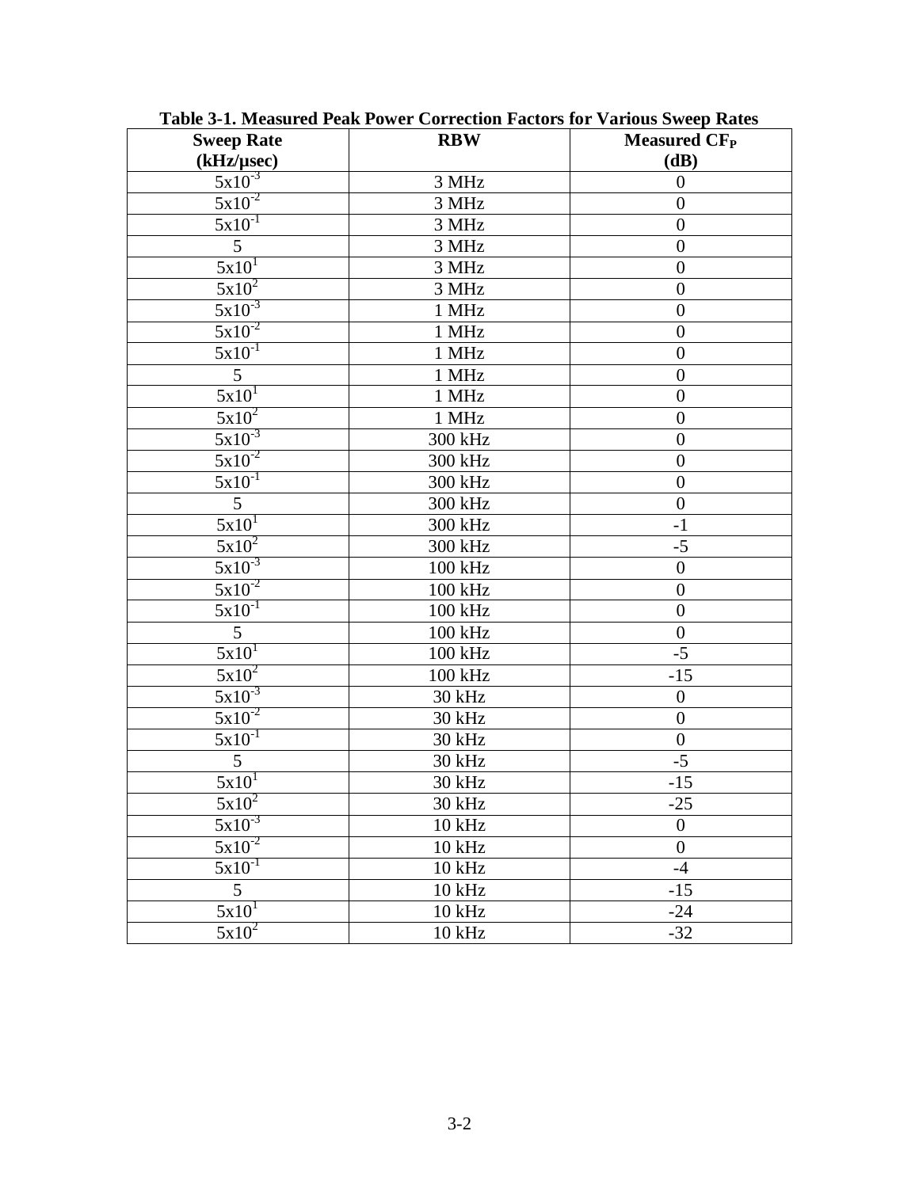**Table 3-1. Measured Peak Power Correction Factors for Various Sweep Rates**

| Sweep Rate (kHz/μsec) | RBW | Measured $CF_P$ (dB) |
|---|---|---|
| $5x10^{-3}$ | 3 MHz | 0 |
| $5x10^{-2}$ | 3 MHz | 0 |
| $5x10^{-1}$ | 3 MHz | 0 |
| 5 | 3 MHz | 0 |
| $5x10^{1}$ | 3 MHz | 0 |
| $5x10^{2}$ | 3 MHz | 0 |
| $5x10^{-3}$ | 1 MHz | 0 |
| $5x10^{-2}$ | 1 MHz | 0 |
| $5x10^{-1}$ | 1 MHz | 0 |
| 5 | 1 MHz | 0 |
| $5x10^{1}$ | 1 MHz | 0 |
| $5x10^{2}$ | 1 MHz | 0 |
| $5x10^{-3}$ | 300 kHz | 0 |
| $5x10^{-2}$ | 300 kHz | 0 |
| $5x10^{-1}$ | 300 kHz | 0 |
| 5 | 300 kHz | 0 |
| $5x10^{1}$ | 300 kHz | -1 |
| $5x10^{2}$ | 300 kHz | -5 |
| $5x10^{-3}$ | 100 kHz | 0 |
| $5x10^{-2}$ | 100 kHz | 0 |
| $5x10^{-1}$ | 100 kHz | 0 |
| 5 | 100 kHz | 0 |
| $5x10^{1}$ | 100 kHz | -5 |
| $5x10^{2}$ | 100 kHz | -15 |
| $5x10^{-3}$ | 30 kHz | 0 |
| $5x10^{-2}$ | 30 kHz | 0 |
| $5x10^{-1}$ | 30 kHz | 0 |
| 5 | 30 kHz | -5 |
| $5x10^{1}$ | 30 kHz | -15 |
| $5x10^{2}$ | 30 kHz | -25 |
| $5x10^{-3}$ | 10 kHz | 0 |
| $5x10^{-2}$ | 10 kHz | 0 |
| $5x10^{-1}$ | 10 kHz | -4 |
| 5 | 10 kHz | -15 |
| $5x10^{1}$ | 10 kHz | -24 |
| $5x10^{2}$ | 10 kHz | -32 |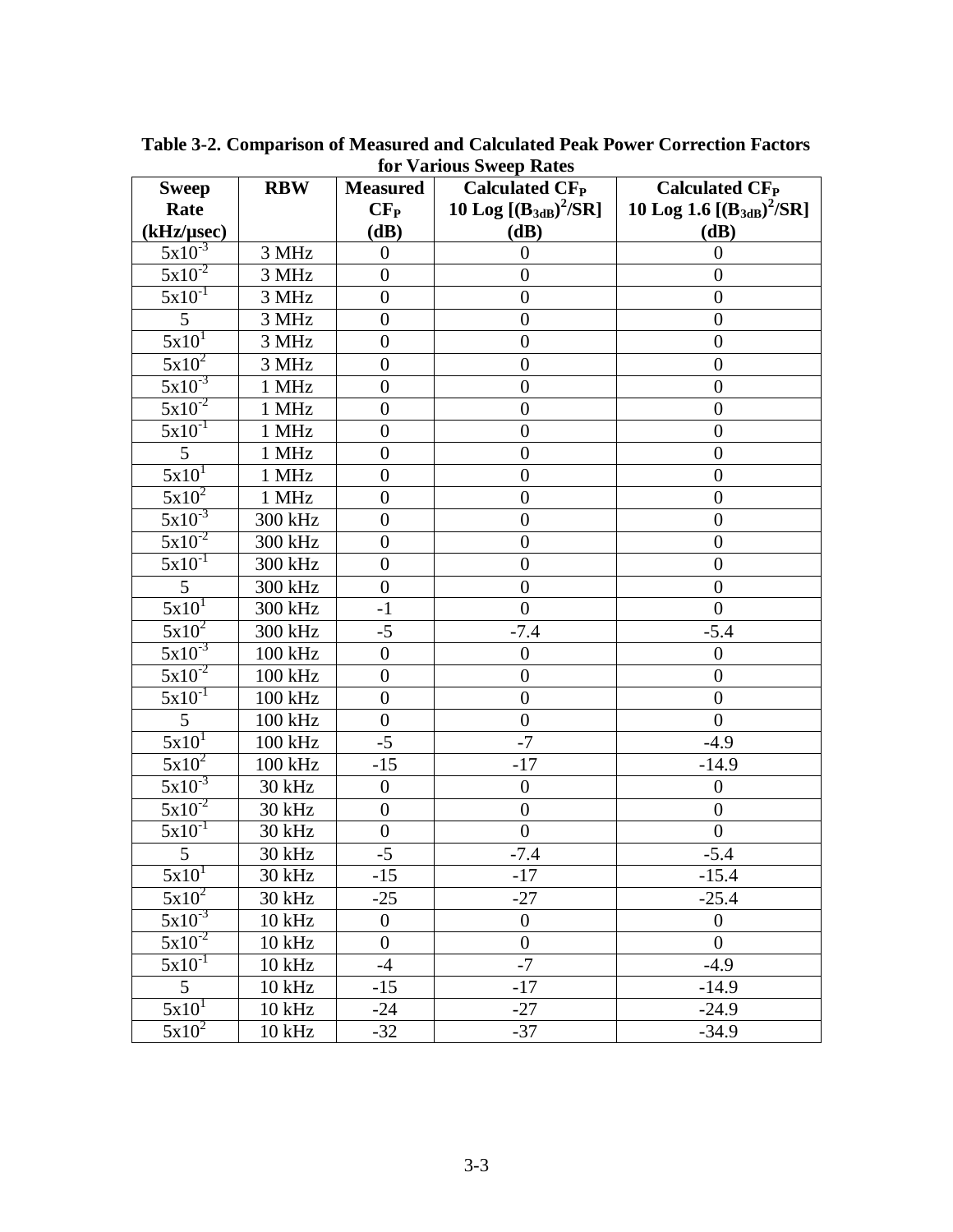**Table 3-2. Comparison of Measured and Calculated Peak Power Correction Factors for Various Sweep Rates**

| Sweep Rate (kHz/µsec) | RBW | Measured $CF_P$ (dB) | Calculated $CF_P$ $10 \text{ Log } [(B_{3dB})^2/SR]$ (dB) | Calculated $CF_P$ $10 \text{ Log } 1.6 [(B_{3dB})^2/SR]$ (dB) |
|---|---|---|---|---|
| $5x10^{-3}$ | 3 MHz | 0 | 0 | 0 |
| $5x10^{-2}$ | 3 MHz | 0 | 0 | 0 |
| $5x10^{-1}$ | 3 MHz | 0 | 0 | 0 |
| 5 | 3 MHz | 0 | 0 | 0 |
| $5x10^{1}$ | 3 MHz | 0 | 0 | 0 |
| $5x10^{2}$ | 3 MHz | 0 | 0 | 0 |
| $5x10^{-3}$ | 1 MHz | 0 | 0 | 0 |
| $5x10^{-2}$ | 1 MHz | 0 | 0 | 0 |
| $5x10^{-1}$ | 1 MHz | 0 | 0 | 0 |
| 5 | 1 MHz | 0 | 0 | 0 |
| $5x10^{1}$ | 1 MHz | 0 | 0 | 0 |
| $5x10^{2}$ | 1 MHz | 0 | 0 | 0 |
| $5x10^{-3}$ | 300 kHz | 0 | 0 | 0 |
| $5x10^{-2}$ | 300 kHz | 0 | 0 | 0 |
| $5x10^{-1}$ | 300 kHz | 0 | 0 | 0 |
| 5 | 300 kHz | 0 | 0 | 0 |
| $5x10^{1}$ | 300 kHz | -1 | 0 | 0 |
| $5x10^{2}$ | 300 kHz | -5 | -7.4 | -5.4 |
| $5x10^{-3}$ | 100 kHz | 0 | 0 | 0 |
| $5x10^{-2}$ | 100 kHz | 0 | 0 | 0 |
| $5x10^{-1}$ | 100 kHz | 0 | 0 | 0 |
| 5 | 100 kHz | 0 | 0 | 0 |
| $5x10^{1}$ | 100 kHz | -5 | -7 | -4.9 |
| $5x10^{2}$ | 100 kHz | -15 | -17 | -14.9 |
| $5x10^{-3}$ | 30 kHz | 0 | 0 | 0 |
| $5x10^{-2}$ | 30 kHz | 0 | 0 | 0 |
| $5x10^{-1}$ | 30 kHz | 0 | 0 | 0 |
| 5 | 30 kHz | -5 | -7.4 | -5.4 |
| $5x10^{1}$ | 30 kHz | -15 | -17 | -15.4 |
| $5x10^{2}$ | 30 kHz | -25 | -27 | -25.4 |
| $5x10^{-3}$ | 10 kHz | 0 | 0 | 0 |
| $5x10^{-2}$ | 10 kHz | 0 | 0 | 0 |
| $5x10^{-1}$ | 10 kHz | -4 | -7 | -4.9 |
| 5 | 10 kHz | -15 | -17 | -14.9 |
| $5x10^{1}$ | 10 kHz | -24 | -27 | -24.9 |
| $5x10^{2}$ | 10 kHz | -32 | -37 | -34.9 |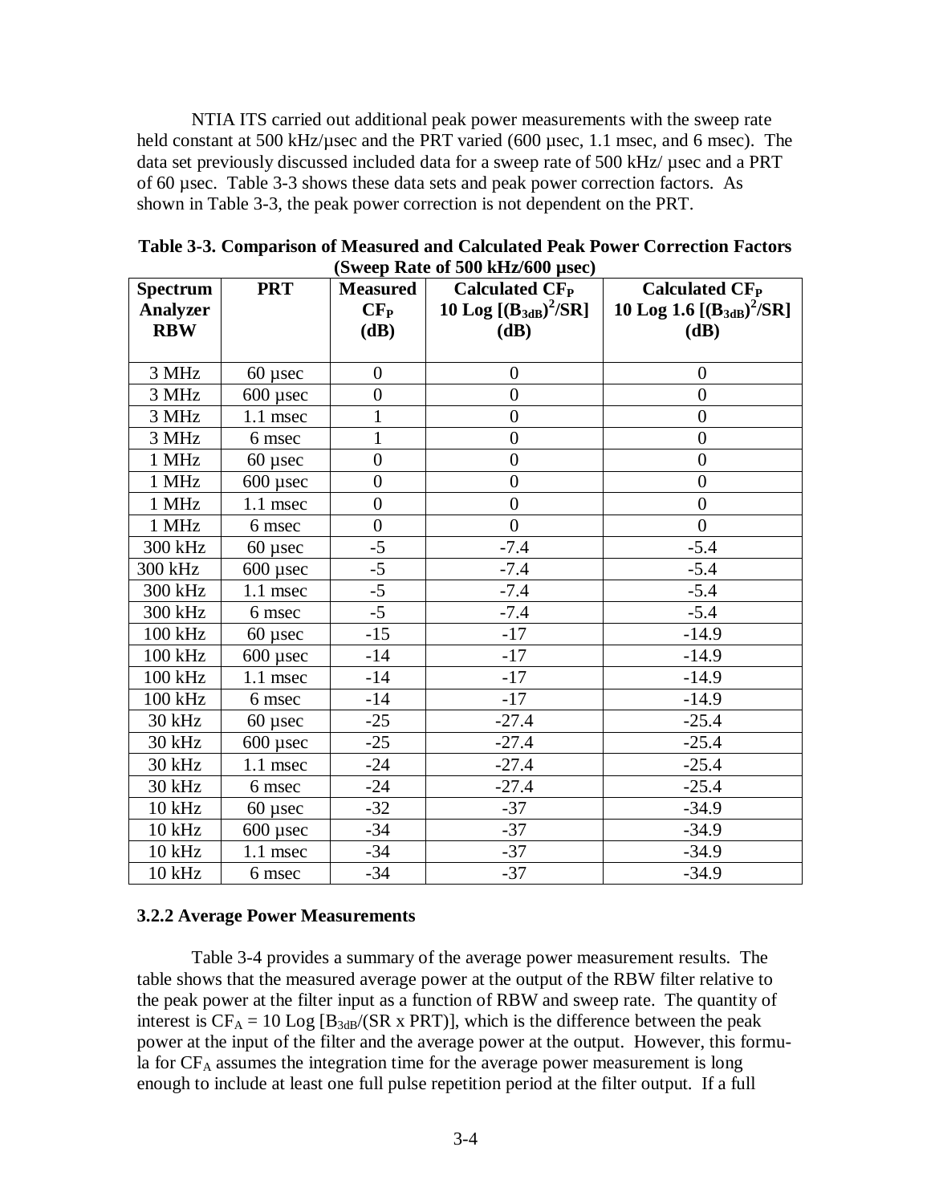NTIA ITS carried out additional peak power measurements with the sweep rate held constant at 500 kHz/µsec and the PRT varied (600 µsec, 1.1 msec, and 6 msec). The data set previously discussed included data for a sweep rate of 500 kHz/ µsec and a PRT of 60 µsec. Table 3-3 shows these data sets and peak power correction factors. As shown in Table 3-3, the peak power correction is not dependent on the PRT.

**Table 3-3. Comparison of Measured and Calculated Peak Power Correction Factors (Sweep Rate of 500 kHz/600 µsec)**

| Spectrum Analyzer RBW | PRT | Measured $CF_P$ (dB) | Calculated $CF_P$ $10 \text{ Log } [(B_{3dB})^2/SR]$ (dB) | Calculated $CF_P$ $10 \text{ Log } 1.6 [(B_{3dB})^2/SR]$ (dB) |
|---|---|---|---|---|
| 3 MHz | 60 µsec | 0 | 0 | 0 |
| 3 MHz | 600 µsec | 0 | 0 | 0 |
| 3 MHz | 1.1 msec | 1 | 0 | 0 |
| 3 MHz | 6 msec | 1 | 0 | 0 |
| 1 MHz | 60 µsec | 0 | 0 | 0 |
| 1 MHz | 600 µsec | 0 | 0 | 0 |
| 1 MHz | 1.1 msec | 0 | 0 | 0 |
| 1 MHz | 6 msec | 0 | 0 | 0 |
| 300 kHz | 60 µsec | -5 | -7.4 | -5.4 |
| 300 kHz | 600 µsec | -5 | -7.4 | -5.4 |
| 300 kHz | 1.1 msec | -5 | -7.4 | -5.4 |
| 300 kHz | 6 msec | -5 | -7.4 | -5.4 |
| 100 kHz | 60 µsec | -15 | -17 | -14.9 |
| 100 kHz | 600 µsec | -14 | -17 | -14.9 |
| 100 kHz | 1.1 msec | -14 | -17 | -14.9 |
| 100 kHz | 6 msec | -14 | -17 | -14.9 |
| 30 kHz | 60 µsec | -25 | -27.4 | -25.4 |
| 30 kHz | 600 µsec | -25 | -27.4 | -25.4 |
| 30 kHz | 1.1 msec | -24 | -27.4 | -25.4 |
| 30 kHz | 6 msec | -24 | -27.4 | -25.4 |
| 10 kHz | 60 µsec | -32 | -37 | -34.9 |
| 10 kHz | 600 µsec | -34 | -37 | -34.9 |
| 10 kHz | 1.1 msec | -34 | -37 | -34.9 |
| 10 kHz | 6 msec | -34 | -37 | -34.9 |

### 3.2.2 Average Power Measurements

Table 3-4 provides a summary of the average power measurement results. The table shows that the measured average power at the output of the RBW filter relative to the peak power at the filter input as a function of RBW and sweep rate. The quantity of interest is $CF_A = 10 \text{ Log } [B_{3dB}/(SR \times PRT)]$, which is the difference between the peak power at the input of the filter and the average power at the output. However, this formula for $CF_A$ assumes the integration time for the average power measurement is long enough to include at least one full pulse repetition period at the filter output. If a full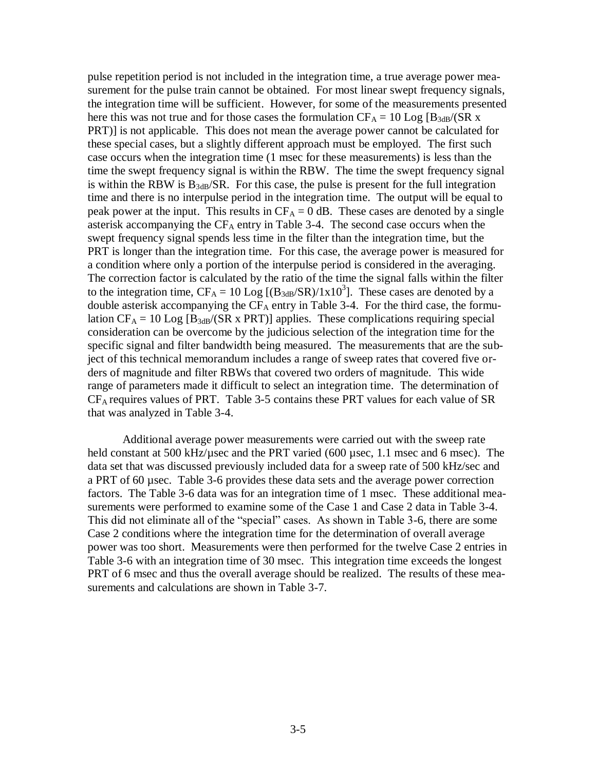pulse repetition period is not included in the integration time, a true average power measurement for the pulse train cannot be obtained. For most linear swept frequency signals, the integration time will be sufficient. However, for some of the measurements presented here this was not true and for those cases the formulation $CF_A = 10 \text{ Log } [B_{3dB}/(SR \text{ x } PRT)]$ is not applicable. This does not mean the average power cannot be calculated for these special cases, but a slightly different approach must be employed. The first such case occurs when the integration time (1 msec for these measurements) is less than the time the swept frequency signal is within the RBW. The time the swept frequency signal is within the RBW is $B_{3dB}/SR$. For this case, the pulse is present for the full integration time and there is no interpulse period in the integration time. The output will be equal to peak power at the input. This results in $CF_A = 0$ dB. These cases are denoted by a single asterisk accompanying the $CF_A$ entry in Table 3-4. The second case occurs when the swept frequency signal spends less time in the filter than the integration time, but the PRT is longer than the integration time. For this case, the average power is measured for a condition where only a portion of the interpulse period is considered in the averaging. The correction factor is calculated by the ratio of the time the signal falls within the filter to the integration time, $CF_A = 10 \text{ Log } [(B_{3dB}/SR)/1\text{x}10^3]$. These cases are denoted by a double asterisk accompanying the $CF_A$ entry in Table 3-4. For the third case, the formulation $CF_A = 10 \text{ Log } [B_{3dB}/(SR \text{ x } PRT)]$ applies. These complications requiring special consideration can be overcome by the judicious selection of the integration time for the specific signal and filter bandwidth being measured. The measurements that are the subject of this technical memorandum includes a range of sweep rates that covered five orders of magnitude and filter RBWs that covered two orders of magnitude. This wide range of parameters made it difficult to select an integration time. The determination of $CF_A$ requires values of PRT. Table 3-5 contains these PRT values for each value of SR that was analyzed in Table 3-4.

Additional average power measurements were carried out with the sweep rate held constant at 500 kHz/µsec and the PRT varied (600 µsec, 1.1 msec and 6 msec). The data set that was discussed previously included data for a sweep rate of 500 kHz/sec and a PRT of 60 µsec. Table 3-6 provides these data sets and the average power correction factors. The Table 3-6 data was for an integration time of 1 msec. These additional measurements were performed to examine some of the Case 1 and Case 2 data in Table 3-4. This did not eliminate all of the "special" cases. As shown in Table 3-6, there are some Case 2 conditions where the integration time for the determination of overall average power was too short. Measurements were then performed for the twelve Case 2 entries in Table 3-6 with an integration time of 30 msec. This integration time exceeds the longest PRT of 6 msec and thus the overall average should be realized. The results of these measurements and calculations are shown in Table 3-7.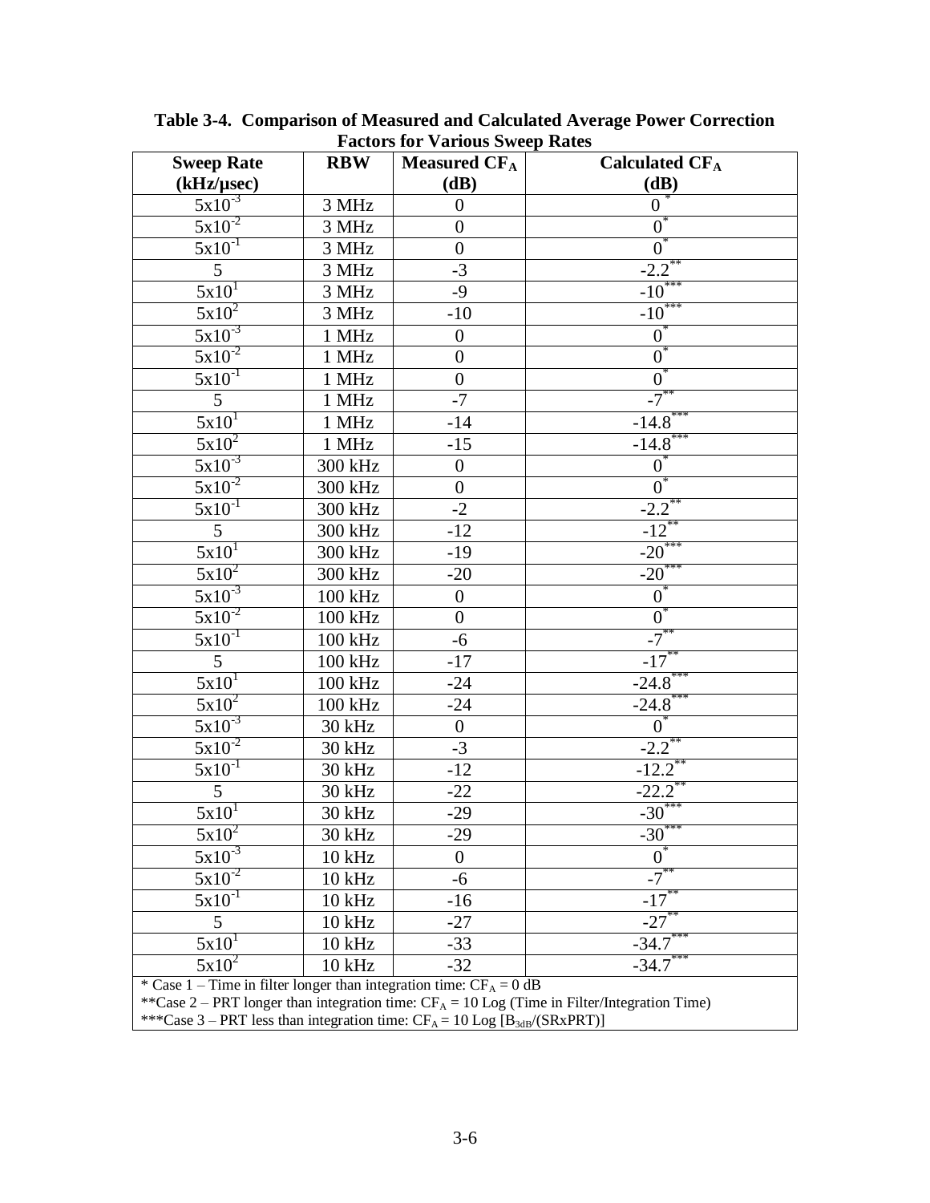**Table 3-4. Comparison of Measured and Calculated Average Power Correction Factors for Various Sweep Rates**

| Sweep Rate (kHz/μsec) | RBW | Measured $CF_A$ (dB) | Calculated $CF_A$ (dB) |
|---|---|---|---|
| $5x10^{-3}$ | 3 MHz | 0 | $0^{*}$ |
| $5x10^{-2}$ | 3 MHz | 0 | $0^{*}$ |
| $5x10^{-1}$ | 3 MHz | 0 | $0^{*}$ |
| 5 | 3 MHz | -3 | $-2.2^{**}$ |
| $5x10^{1}$ | 3 MHz | -9 | $-10^{***}$ |
| $5x10^{2}$ | 3 MHz | -10 | $-10^{***}$ |
| $5x10^{-3}$ | 1 MHz | 0 | $0^{*}$ |
| $5x10^{-2}$ | 1 MHz | 0 | $0^{*}$ |
| $5x10^{-1}$ | 1 MHz | 0 | $0^{*}$ |
| 5 | 1 MHz | -7 | $-7^{**}$ |
| $5x10^{1}$ | 1 MHz | -14 | $-14.8^{***}$ |
| $5x10^{2}$ | 1 MHz | -15 | $-14.8^{***}$ |
| $5x10^{-3}$ | 300 kHz | 0 | $0^{*}$ |
| $5x10^{-2}$ | 300 kHz | 0 | $0^{*}$ |
| $5x10^{-1}$ | 300 kHz | -2 | $-2.2^{**}$ |
| 5 | 300 kHz | -12 | $-12^{**}$ |
| $5x10^{1}$ | 300 kHz | -19 | $-20^{***}$ |
| $5x10^{2}$ | 300 kHz | -20 | $-20^{***}$ |
| $5x10^{-3}$ | 100 kHz | 0 | $0^{*}$ |
| $5x10^{-2}$ | 100 kHz | 0 | $0^{*}$ |
| $5x10^{-1}$ | 100 kHz | -6 | $-7^{**}$ |
| 5 | 100 kHz | -17 | $-17^{**}$ |
| $5x10^{1}$ | 100 kHz | -24 | $-24.8^{***}$ |
| $5x10^{2}$ | 100 kHz | -24 | $-24.8^{***}$ |
| $5x10^{-3}$ | 30 kHz | 0 | $0^{*}$ |
| $5x10^{-2}$ | 30 kHz | -3 | $-2.2^{**}$ |
| $5x10^{-1}$ | 30 kHz | -12 | $-12.2^{**}$ |
| 5 | 30 kHz | -22 | $-22.2^{**}$ |
| $5x10^{1}$ | 30 kHz | -29 | $-30^{***}$ |
| $5x10^{2}$ | 30 kHz | -29 | $-30^{***}$ |
| $5x10^{-3}$ | 10 kHz | 0 | $0^{*}$ |
| $5x10^{-2}$ | 10 kHz | -6 | $-7^{**}$ |
| $5x10^{-1}$ | 10 kHz | -16 | $-17^{**}$ |
| 5 | 10 kHz | -27 | $-27^{**}$ |
| $5x10^{1}$ | 10 kHz | -33 | $-34.7^{***}$ |
| $5x10^{2}$ | 10 kHz | -32 | $-34.7^{***}$ |

\* Case 1 – Time in filter longer than integration time: $CF_A$ = 0 dB

\*\*Case 2 – PRT longer than integration time: $CF_A$ = 10 Log (Time in Filter/Integration Time)

\*\*\*Case 3 – PRT less than integration time: $CF_A$ = 10 Log [$B_{3dB}$/(SRxPRT)]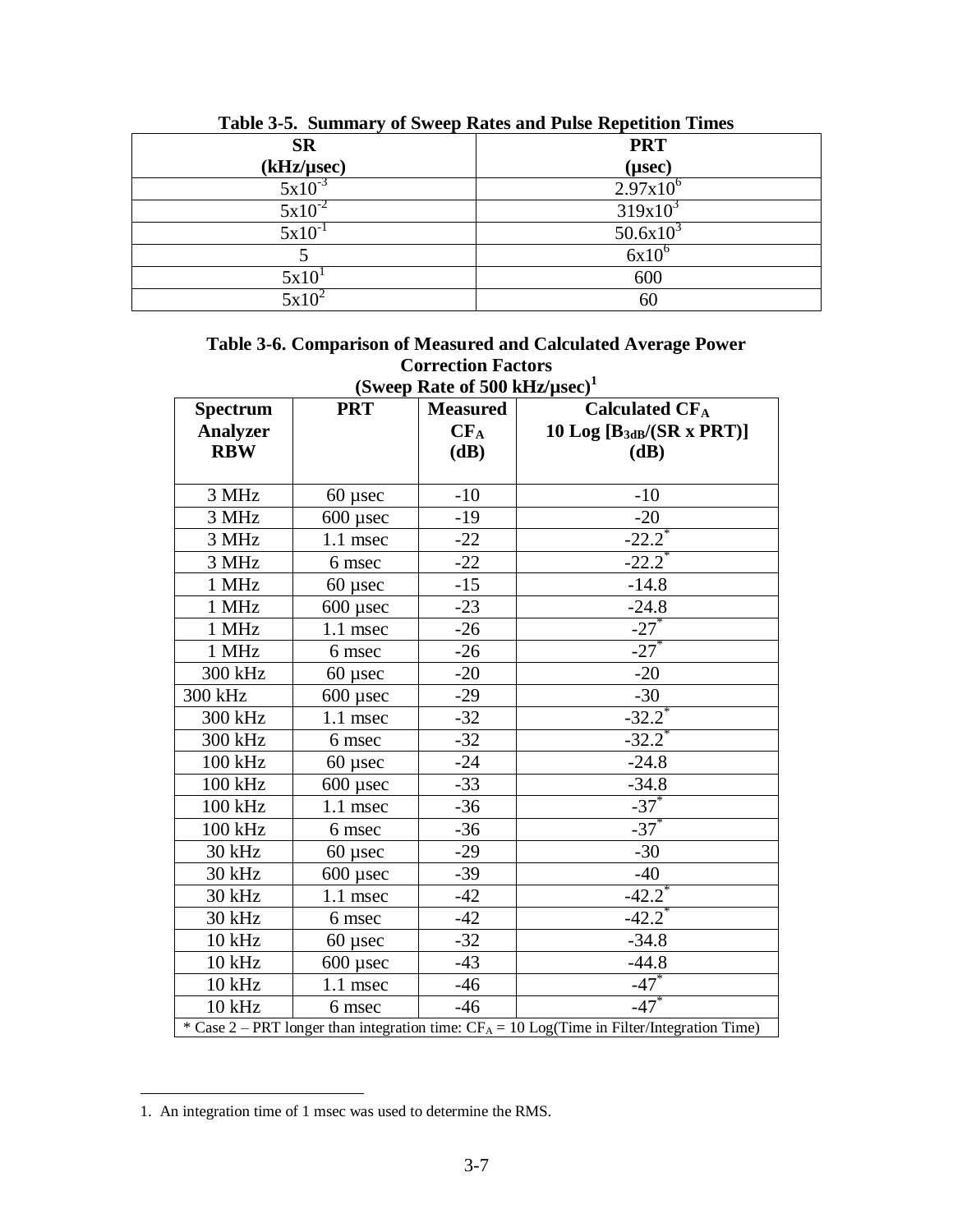**Table 3-5. Summary of Sweep Rates and Pulse Repetition Times**

| SR (kHz/μsec) | PRT (μsec) |
|---|---|
| $5x10^{-3}$ | $2.97x10^{6}$ |
| $5x10^{-2}$ | $319x10^{3}$ |
| $5x10^{-1}$ | $50.6x10^{3}$ |
| 5 | $6x10^{6}$ |
| $5x10^{1}$ | 600 |
| $5x10^{2}$ | 60 |

**Table 3-6. Comparison of Measured and Calculated Average Power Correction Factors (Sweep Rate of 500 kHz/μsec)[1]**

| Spectrum Analyzer RBW | PRT | Measured $CF_A$ (dB) | Calculated $CF_A$ 10 Log [$B_{3dB}$/(SR x PRT)] (dB) |
|---|---|---|---|
| 3 MHz | 60 μsec | -10 | -10 |
| 3 MHz | 600 μsec | -19 | -20 |
| 3 MHz | 1.1 msec | -22 | -22.2* |
| 3 MHz | 6 msec | -22 | -22.2* |
| 1 MHz | 60 μsec | -15 | -14.8 |
| 1 MHz | 600 μsec | -23 | -24.8 |
| 1 MHz | 1.1 msec | -26 | -27* |
| 1 MHz | 6 msec | -26 | -27* |
| 300 kHz | 60 μsec | -20 | -20 |
| 300 kHz | 600 μsec | -29 | -30 |
| 300 kHz | 1.1 msec | -32 | -32.2* |
| 300 kHz | 6 msec | -32 | -32.2* |
| 100 kHz | 60 μsec | -24 | -24.8 |
| 100 kHz | 600 μsec | -33 | -34.8 |
| 100 kHz | 1.1 msec | -36 | -37* |
| 100 kHz | 6 msec | -36 | -37* |
| 30 kHz | 60 μsec | -29 | -30 |
| 30 kHz | 600 μsec | -39 | -40 |
| 30 kHz | 1.1 msec | -42 | -42.2* |
| 30 kHz | 6 msec | -42 | -42.2* |
| 10 kHz | 60 μsec | -32 | -34.8 |
| 10 kHz | 600 μsec | -43 | -44.8 |
| 10 kHz | 1.1 msec | -46 | -47* |
| 10 kHz | 6 msec | -46 | -47* |

\* Case 2 – PRT longer than integration time: $CF_A$ = 10 Log(Time in Filter/Integration Time)

1. An integration time of 1 msec was used to determine the RMS.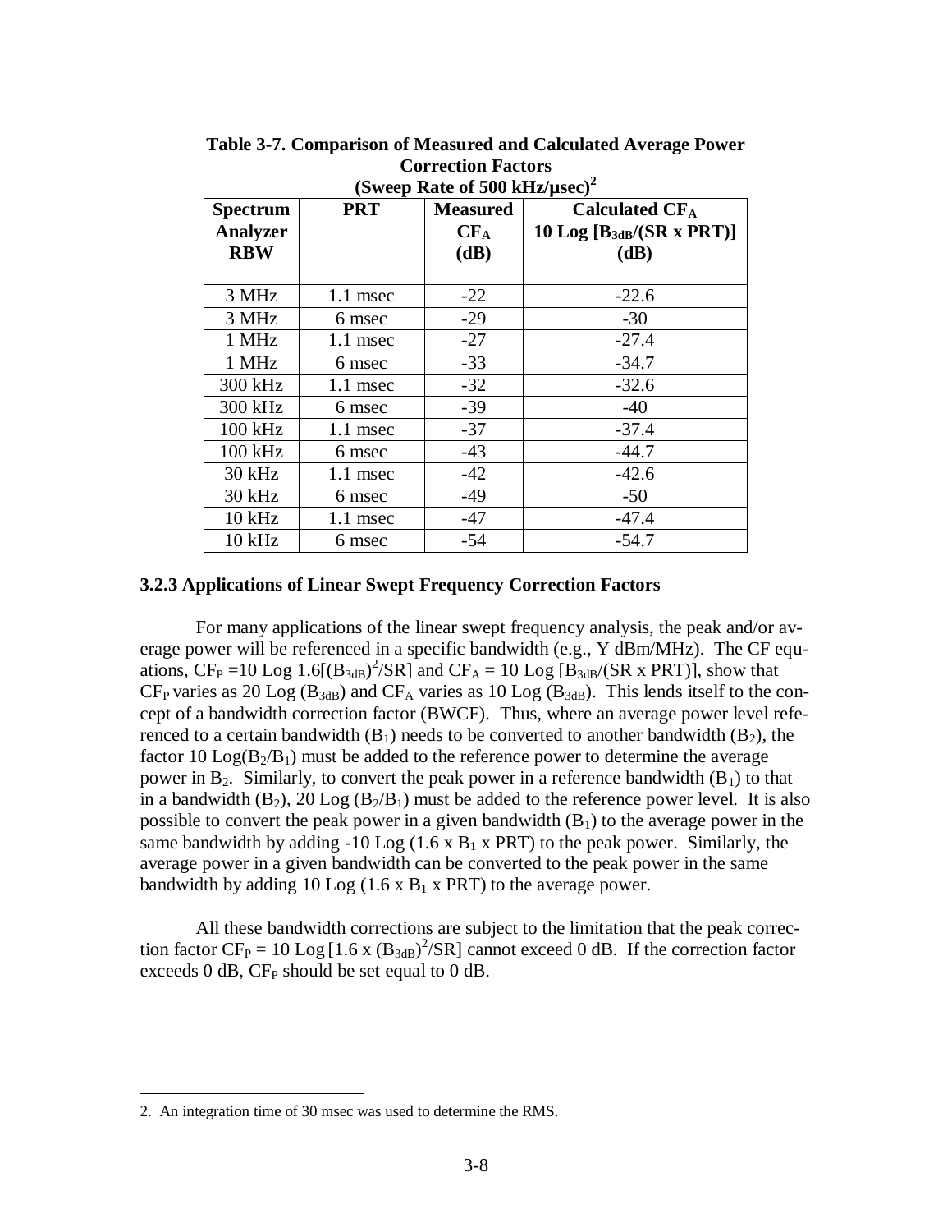**Table 3-7. Comparison of Measured and Calculated Average Power Correction Factors (Sweep Rate of 500 kHz/μsec)[2]**

| Spectrum Analyzer RBW | PRT | Measured $CF_A$ (dB) | Calculated $CF_A$ $10 \text{ Log } [B_{3dB}/(SR \times PRT)]$ (dB) |
|---|---|---|---|
| 3 MHz | 1.1 msec | -22 | -22.6 |
| 3 MHz | 6 msec | -29 | -30 |
| 1 MHz | 1.1 msec | -27 | -27.4 |
| 1 MHz | 6 msec | -33 | -34.7 |
| 300 kHz | 1.1 msec | -32 | -32.6 |
| 300 kHz | 6 msec | -39 | -40 |
| 100 kHz | 1.1 msec | -37 | -37.4 |
| 100 kHz | 6 msec | -43 | -44.7 |
| 30 kHz | 1.1 msec | -42 | -42.6 |
| 30 kHz | 6 msec | -49 | -50 |
| 10 kHz | 1.1 msec | -47 | -47.4 |
| 10 kHz | 6 msec | -54 | -54.7 |

### 3.2.3 Applications of Linear Swept Frequency Correction Factors

For many applications of the linear swept frequency analysis, the peak and/or average power will be referenced in a specific bandwidth (e.g., Y dBm/MHz). The CF equations, $CF_P = 10 \text{ Log } 1.6[(B_{3dB})^2/SR]$ and $CF_A = 10 \text{ Log } [B_{3dB}/(SR \times PRT)]$, show that $CF_P$ varies as $20 \text{ Log } (B_{3dB})$ and $CF_A$ varies as $10 \text{ Log } (B_{3dB})$. This lends itself to the concept of a bandwidth correction factor (BWCF). Thus, where an average power level referenced to a certain bandwidth ($B_1$) needs to be converted to another bandwidth ($B_2$), the factor $10 \text{ Log}(B_2/B_1)$ must be added to the reference power to determine the average power in $B_2$. Similarly, to convert the peak power in a reference bandwidth ($B_1$) to that in a bandwidth ($B_2$), $20 \text{ Log } (B_2/B_1)$ must be added to the reference power level. It is also possible to convert the peak power in a given bandwidth ($B_1$) to the average power in the same bandwidth by adding $-10 \text{ Log } (1.6 \times B_1 \times PRT)$ to the peak power. Similarly, the average power in a given bandwidth can be converted to the peak power in the same bandwidth by adding $10 \text{ Log } (1.6 \times B_1 \times PRT)$ to the average power.

All these bandwidth corrections are subject to the limitation that the peak correction factor $CF_P = 10 \text{ Log } [1.6 \times (B_{3dB})^2/SR]$ cannot exceed 0 dB. If the correction factor exceeds 0 dB, $CF_P$ should be set equal to 0 dB.

2. An integration time of 30 msec was used to determine the RMS.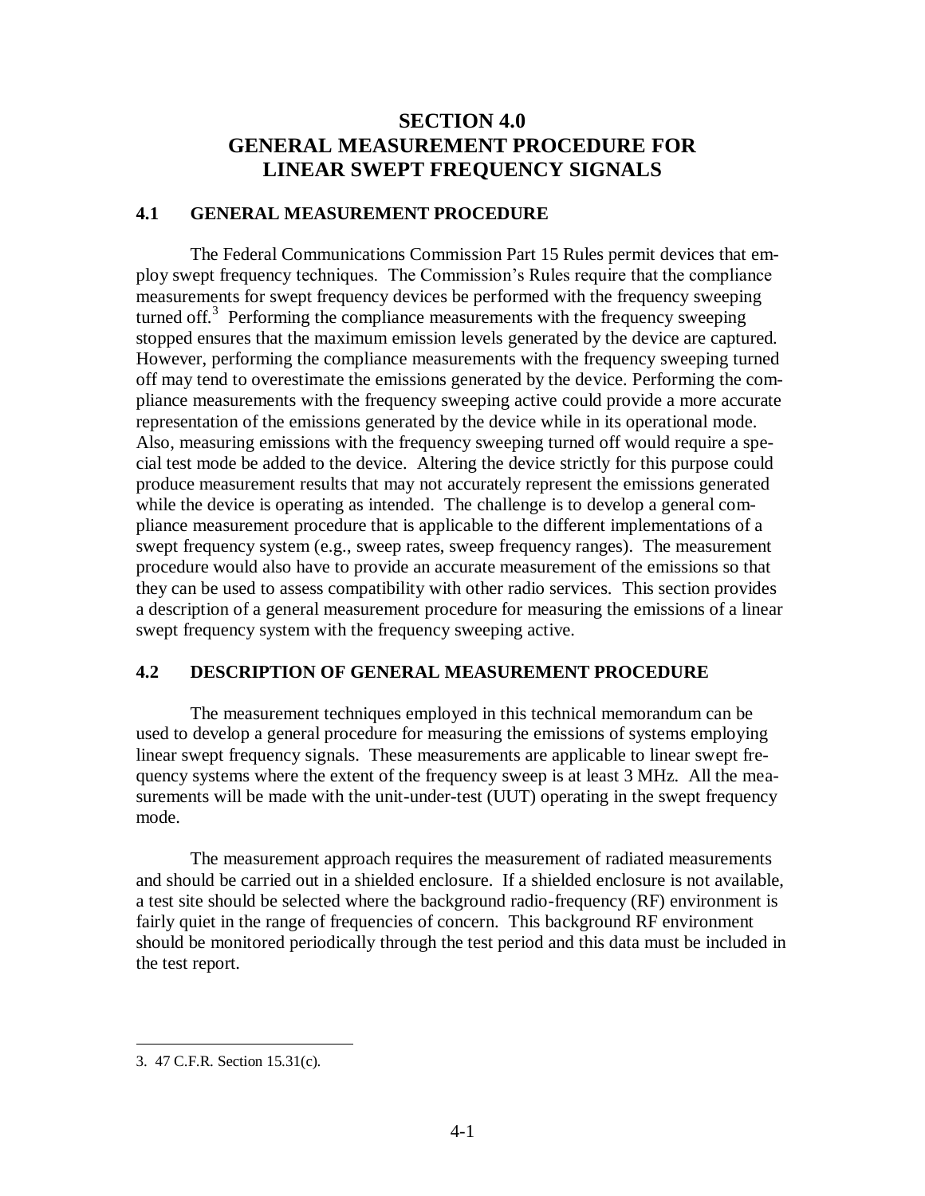# SECTION 4.0
# GENERAL MEASUREMENT PROCEDURE FOR LINEAR SWEPT FREQUENCY SIGNALS

## 4.1 GENERAL MEASUREMENT PROCEDURE

The Federal Communications Commission Part 15 Rules permit devices that employ swept frequency techniques. The Commission's Rules require that the compliance measurements for swept frequency devices be performed with the frequency sweeping turned off.[3] Performing the compliance measurements with the frequency sweeping stopped ensures that the maximum emission levels generated by the device are captured. However, performing the compliance measurements with the frequency sweeping turned off may tend to overestimate the emissions generated by the device. Performing the compliance measurements with the frequency sweeping active could provide a more accurate representation of the emissions generated by the device while in its operational mode. Also, measuring emissions with the frequency sweeping turned off would require a special test mode be added to the device. Altering the device strictly for this purpose could produce measurement results that may not accurately represent the emissions generated while the device is operating as intended. The challenge is to develop a general compliance measurement procedure that is applicable to the different implementations of a swept frequency system (e.g., sweep rates, sweep frequency ranges). The measurement procedure would also have to provide an accurate measurement of the emissions so that they can be used to assess compatibility with other radio services. This section provides a description of a general measurement procedure for measuring the emissions of a linear swept frequency system with the frequency sweeping active.

## 4.2 DESCRIPTION OF GENERAL MEASUREMENT PROCEDURE

The measurement techniques employed in this technical memorandum can be used to develop a general procedure for measuring the emissions of systems employing linear swept frequency signals. These measurements are applicable to linear swept frequency systems where the extent of the frequency sweep is at least 3 MHz. All the measurements will be made with the unit-under-test (UUT) operating in the swept frequency mode.

The measurement approach requires the measurement of radiated measurements and should be carried out in a shielded enclosure. If a shielded enclosure is not available, a test site should be selected where the background radio-frequency (RF) environment is fairly quiet in the range of frequencies of concern. This background RF environment should be monitored periodically through the test period and this data must be included in the test report.

---

3. 47 C.F.R. Section 15.31(c).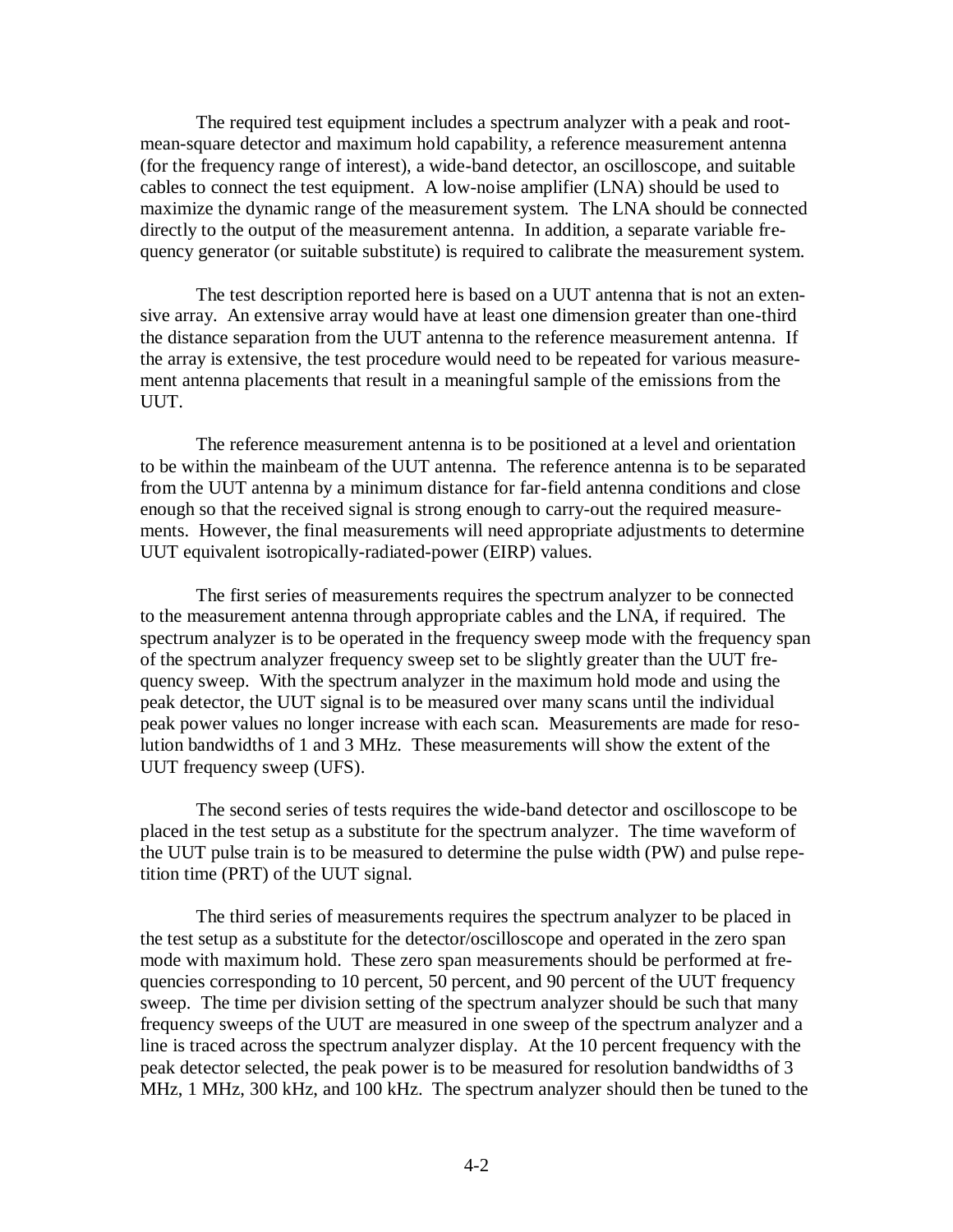The required test equipment includes a spectrum analyzer with a peak and root-mean-square detector and maximum hold capability, a reference measurement antenna (for the frequency range of interest), a wide-band detector, an oscilloscope, and suitable cables to connect the test equipment. A low-noise amplifier (LNA) should be used to maximize the dynamic range of the measurement system. The LNA should be connected directly to the output of the measurement antenna. In addition, a separate variable frequency generator (or suitable substitute) is required to calibrate the measurement system.

The test description reported here is based on a UUT antenna that is not an extensive array. An extensive array would have at least one dimension greater than one-third the distance separation from the UUT antenna to the reference measurement antenna. If the array is extensive, the test procedure would need to be repeated for various measurement antenna placements that result in a meaningful sample of the emissions from the UUT.

The reference measurement antenna is to be positioned at a level and orientation to be within the mainbeam of the UUT antenna. The reference antenna is to be separated from the UUT antenna by a minimum distance for far-field antenna conditions and close enough so that the received signal is strong enough to carry-out the required measurements. However, the final measurements will need appropriate adjustments to determine UUT equivalent isotropically-radiated-power (EIRP) values.

The first series of measurements requires the spectrum analyzer to be connected to the measurement antenna through appropriate cables and the LNA, if required. The spectrum analyzer is to be operated in the frequency sweep mode with the frequency span of the spectrum analyzer frequency sweep set to be slightly greater than the UUT frequency sweep. With the spectrum analyzer in the maximum hold mode and using the peak detector, the UUT signal is to be measured over many scans until the individual peak power values no longer increase with each scan. Measurements are made for resolution bandwidths of 1 and 3 MHz. These measurements will show the extent of the UUT frequency sweep (UFS).

The second series of tests requires the wide-band detector and oscilloscope to be placed in the test setup as a substitute for the spectrum analyzer. The time waveform of the UUT pulse train is to be measured to determine the pulse width (PW) and pulse repetition time (PRT) of the UUT signal.

The third series of measurements requires the spectrum analyzer to be placed in the test setup as a substitute for the detector/oscilloscope and operated in the zero span mode with maximum hold. These zero span measurements should be performed at frequencies corresponding to 10 percent, 50 percent, and 90 percent of the UUT frequency sweep. The time per division setting of the spectrum analyzer should be such that many frequency sweeps of the UUT are measured in one sweep of the spectrum analyzer and a line is traced across the spectrum analyzer display. At the 10 percent frequency with the peak detector selected, the peak power is to be measured for resolution bandwidths of 3 MHz, 1 MHz, 300 kHz, and 100 kHz. The spectrum analyzer should then be tuned to the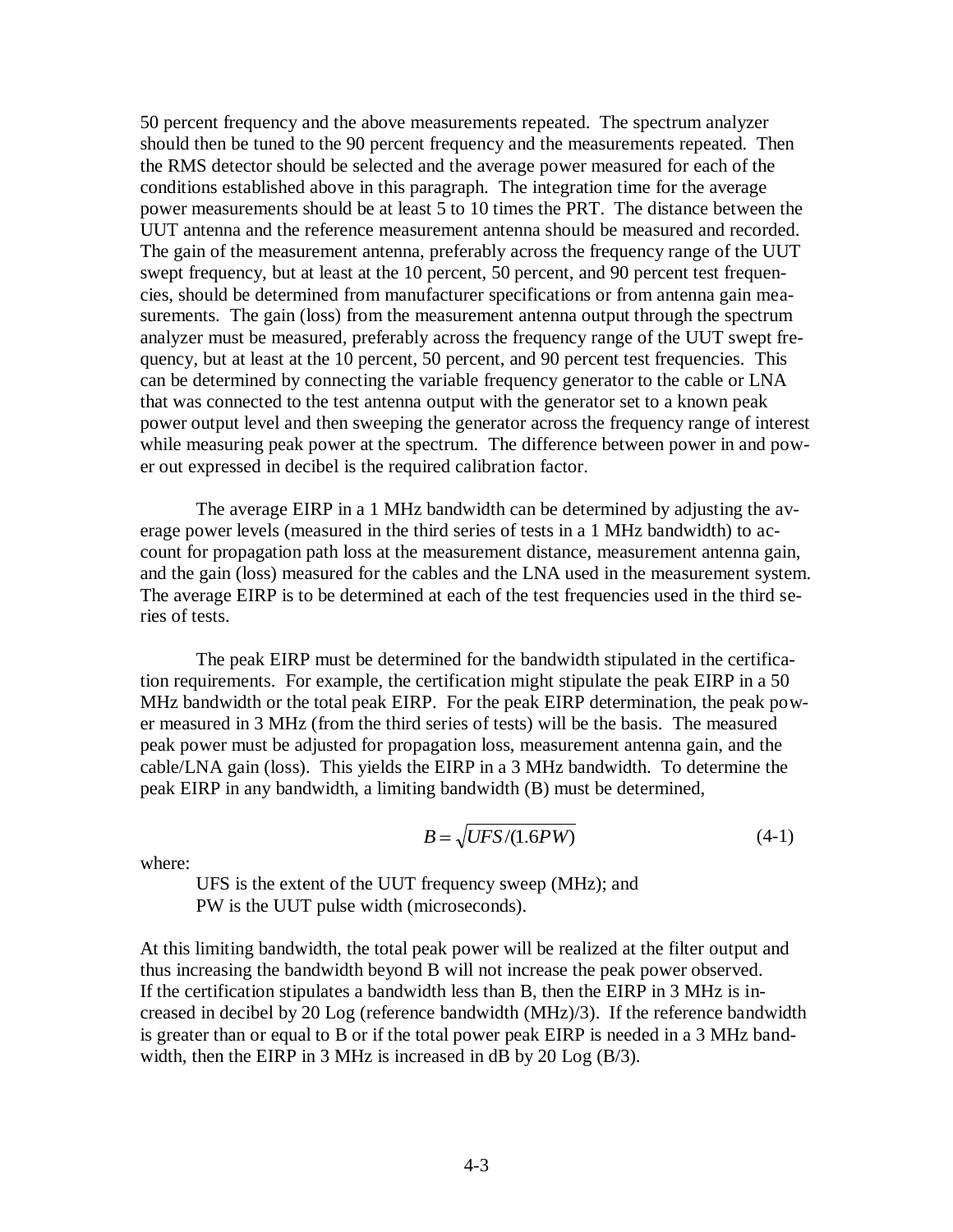50 percent frequency and the above measurements repeated. The spectrum analyzer should then be tuned to the 90 percent frequency and the measurements repeated. Then the RMS detector should be selected and the average power measured for each of the conditions established above in this paragraph. The integration time for the average power measurements should be at least 5 to 10 times the PRT. The distance between the UUT antenna and the reference measurement antenna should be measured and recorded. The gain of the measurement antenna, preferably across the frequency range of the UUT swept frequency, but at least at the 10 percent, 50 percent, and 90 percent test frequencies, should be determined from manufacturer specifications or from antenna gain measurements. The gain (loss) from the measurement antenna output through the spectrum analyzer must be measured, preferably across the frequency range of the UUT swept frequency, but at least at the 10 percent, 50 percent, and 90 percent test frequencies. This can be determined by connecting the variable frequency generator to the cable or LNA that was connected to the test antenna output with the generator set to a known peak power output level and then sweeping the generator across the frequency range of interest while measuring peak power at the spectrum. The difference between power in and power out expressed in decibel is the required calibration factor.

The average EIRP in a 1 MHz bandwidth can be determined by adjusting the average power levels (measured in the third series of tests in a 1 MHz bandwidth) to account for propagation path loss at the measurement distance, measurement antenna gain, and the gain (loss) measured for the cables and the LNA used in the measurement system. The average EIRP is to be determined at each of the test frequencies used in the third series of tests.

The peak EIRP must be determined for the bandwidth stipulated in the certification requirements. For example, the certification might stipulate the peak EIRP in a 50 MHz bandwidth or the total peak EIRP. For the peak EIRP determination, the peak power measured in 3 MHz (from the third series of tests) will be the basis. The measured peak power must be adjusted for propagation loss, measurement antenna gain, and the cable/LNA gain (loss). This yields the EIRP in a 3 MHz bandwidth. To determine the peak EIRP in any bandwidth, a limiting bandwidth (B) must be determined,

$$B = \sqrt{UFS/(1.6PW)} \qquad (4\text{-}1)$$

where:

UFS is the extent of the UUT frequency sweep (MHz); and
PW is the UUT pulse width (microseconds).

At this limiting bandwidth, the total peak power will be realized at the filter output and thus increasing the bandwidth beyond B will not increase the peak power observed. If the certification stipulates a bandwidth less than B, then the EIRP in 3 MHz is increased in decibel by 20 Log (reference bandwidth (MHz)/3). If the reference bandwidth is greater than or equal to B or if the total power peak EIRP is needed in a 3 MHz bandwidth, then the EIRP in 3 MHz is increased in dB by 20 Log (B/3).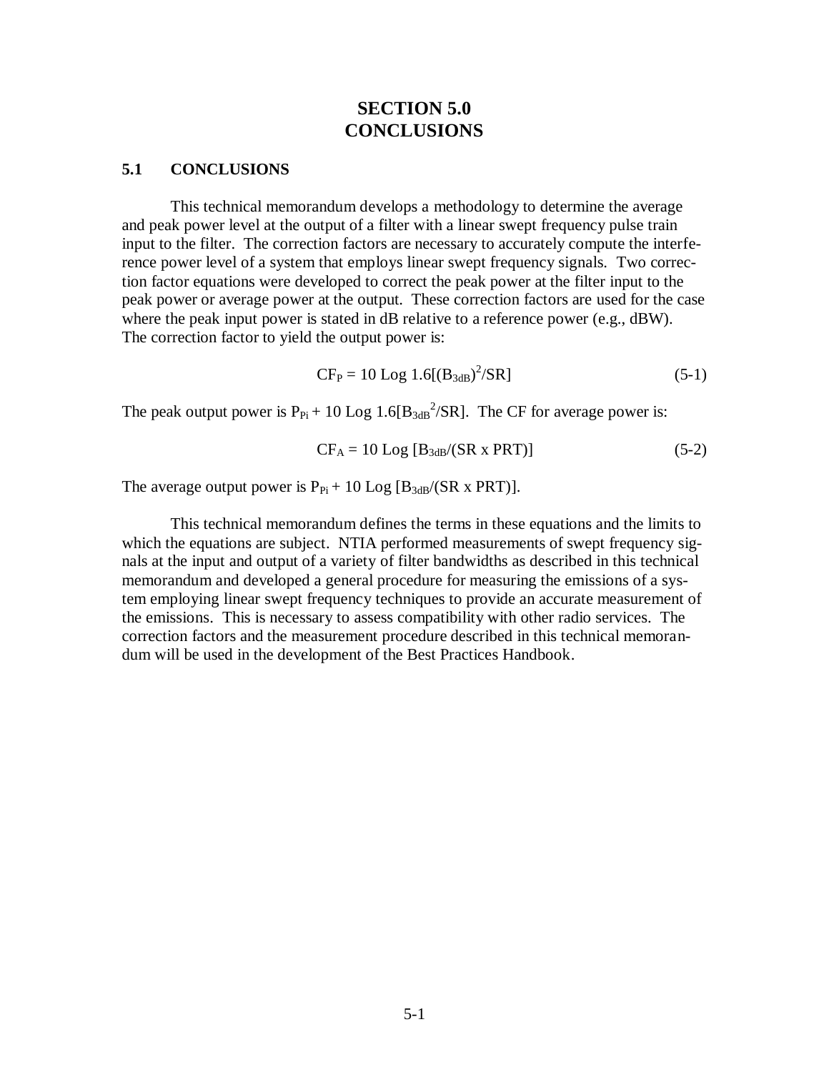# SECTION 5.0
# CONCLUSIONS

## 5.1 CONCLUSIONS

This technical memorandum develops a methodology to determine the average and peak power level at the output of a filter with a linear swept frequency pulse train input to the filter. The correction factors are necessary to accurately compute the interference power level of a system that employs linear swept frequency signals. Two correction factor equations were developed to correct the peak power at the filter input to the peak power or average power at the output. These correction factors are used for the case where the peak input power is stated in dB relative to a reference power (e.g., dBW). The correction factor to yield the output power is:

$$CF_P = 10 \text{ Log } 1.6[(B_{3dB})^2/SR] \tag{5-1}$$

The peak output power is $P_{Pi}$ + 10 Log 1.6[$B_{3dB}^2$/SR]. The CF for average power is:

$$CF_A = 10 \text{ Log } [B_{3dB}/(SR \text{ x } PRT)] \tag{5-2}$$

The average output power is $P_{Pi}$ + 10 Log [$B_{3dB}$/(SR x PRT)].

This technical memorandum defines the terms in these equations and the limits to which the equations are subject. NTIA performed measurements of swept frequency signals at the input and output of a variety of filter bandwidths as described in this technical memorandum and developed a general procedure for measuring the emissions of a system employing linear swept frequency techniques to provide an accurate measurement of the emissions. This is necessary to assess compatibility with other radio services. The correction factors and the measurement procedure described in this technical memorandum will be used in the development of the Best Practices Handbook.